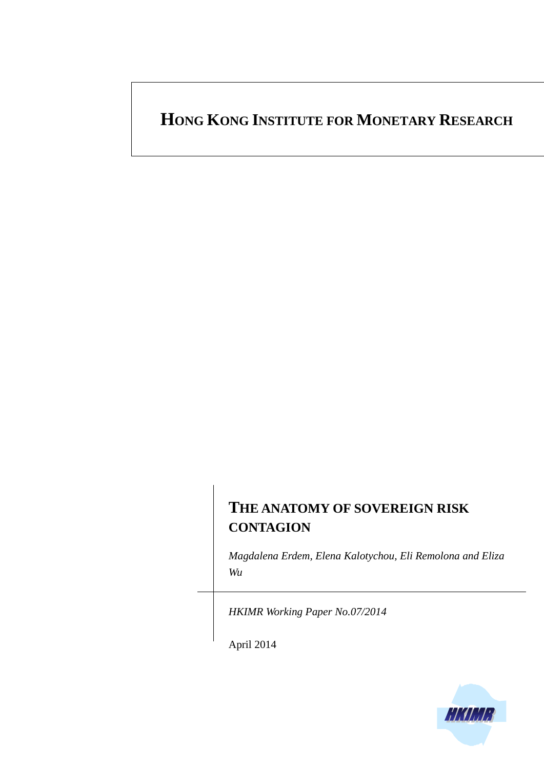# HONG KONG INSTITUTE FOR MONETARY RESEARCH

## THE ANATOMY OF SOVEREIGN RISK CONTAGION

*Magdalena Erdem, Elena Kalotychou, Eli Remolona and Eliza Wu*

*HKIMR Working Paper No.07/2014*

April 2014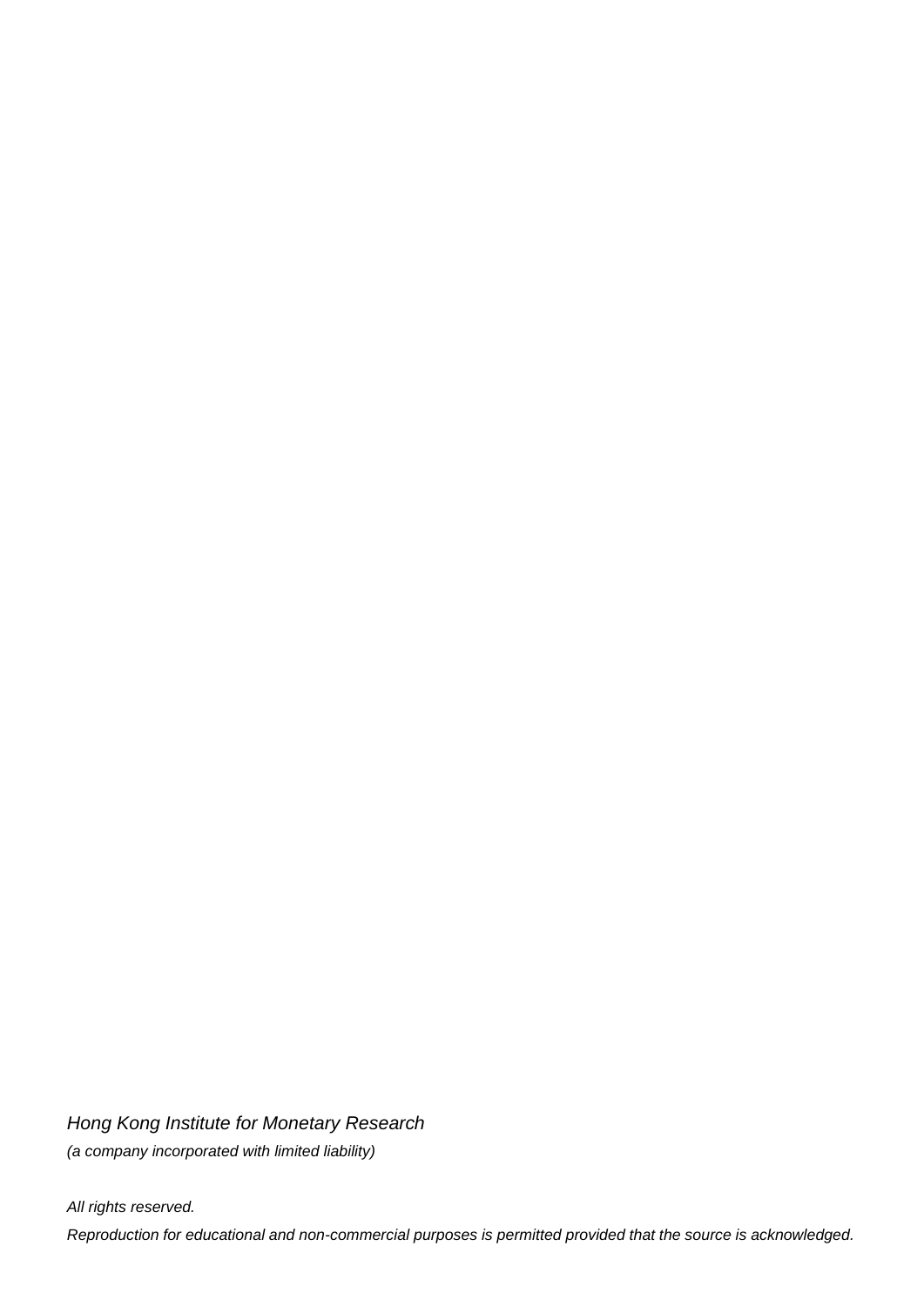*Hong Kong Institute for Monetary Research*

*(a company incorporated with limited liability)*

*All rights reserved.*

*Reproduction for educational and non-commercial purposes is permitted provided that the source is acknowledged.*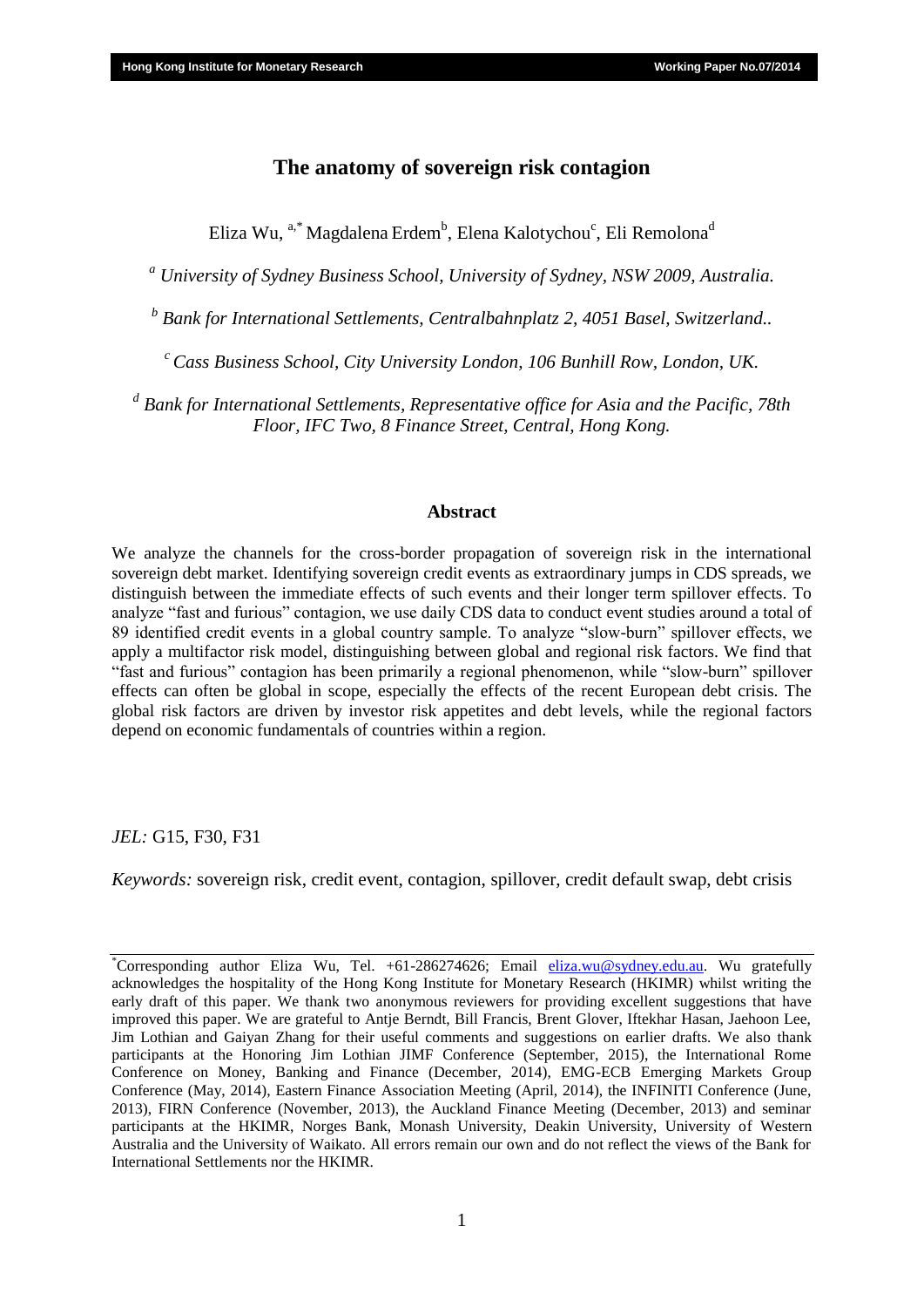# The anatomy of sovereign risk contagion

Eliza Wu, [a,*] Magdalena Erdem[b], Elena Kalotychou[c], Eli Remolona[d]

[a] *University of Sydney Business School, University of Sydney, NSW 2009, Australia.*

[b] *Bank for International Settlements, Centralbahnplatz 2, 4051 Basel, Switzerland..*

[c] *Cass Business School, City University London, 106 Bunhill Row, London, UK.*

[d] *Bank for International Settlements, Representative office for Asia and the Pacific, 78th Floor, IFC Two, 8 Finance Street, Central, Hong Kong.*

## Abstract

We analyze the channels for the cross-border propagation of sovereign risk in the international sovereign debt market. Identifying sovereign credit events as extraordinary jumps in CDS spreads, we distinguish between the immediate effects of such events and their longer term spillover effects. To analyze "fast and furious" contagion, we use daily CDS data to conduct event studies around a total of 89 identified credit events in a global country sample. To analyze "slow-burn" spillover effects, we apply a multifactor risk model, distinguishing between global and regional risk factors. We find that "fast and furious" contagion has been primarily a regional phenomenon, while "slow-burn" spillover effects can often be global in scope, especially the effects of the recent European debt crisis. The global risk factors are driven by investor risk appetites and debt levels, while the regional factors depend on economic fundamentals of countries within a region.

*JEL:* G15, F30, F31

*Keywords:* sovereign risk, credit event, contagion, spillover, credit default swap, debt crisis

---

[*] Corresponding author Eliza Wu, Tel. +61-286274626; Email eliza.wu@sydney.edu.au. Wu gratefully acknowledges the hospitality of the Hong Kong Institute for Monetary Research (HKIMR) whilst writing the early draft of this paper. We thank two anonymous reviewers for providing excellent suggestions that have improved this paper. We are grateful to Antje Berndt, Bill Francis, Brent Glover, Iftekhar Hasan, Jaehoon Lee, Jim Lothian and Gaiyan Zhang for their useful comments and suggestions on earlier drafts. We also thank participants at the Honoring Jim Lothian JIMF Conference (September, 2015), the International Rome Conference on Money, Banking and Finance (December, 2014), EMG-ECB Emerging Markets Group Conference (May, 2014), Eastern Finance Association Meeting (April, 2014), the INFINITI Conference (June, 2013), FIRN Conference (November, 2013), the Auckland Finance Meeting (December, 2013) and seminar participants at the HKIMR, Norges Bank, Monash University, Deakin University, University of Western Australia and the University of Waikato. All errors remain our own and do not reflect the views of the Bank for International Settlements nor the HKIMR.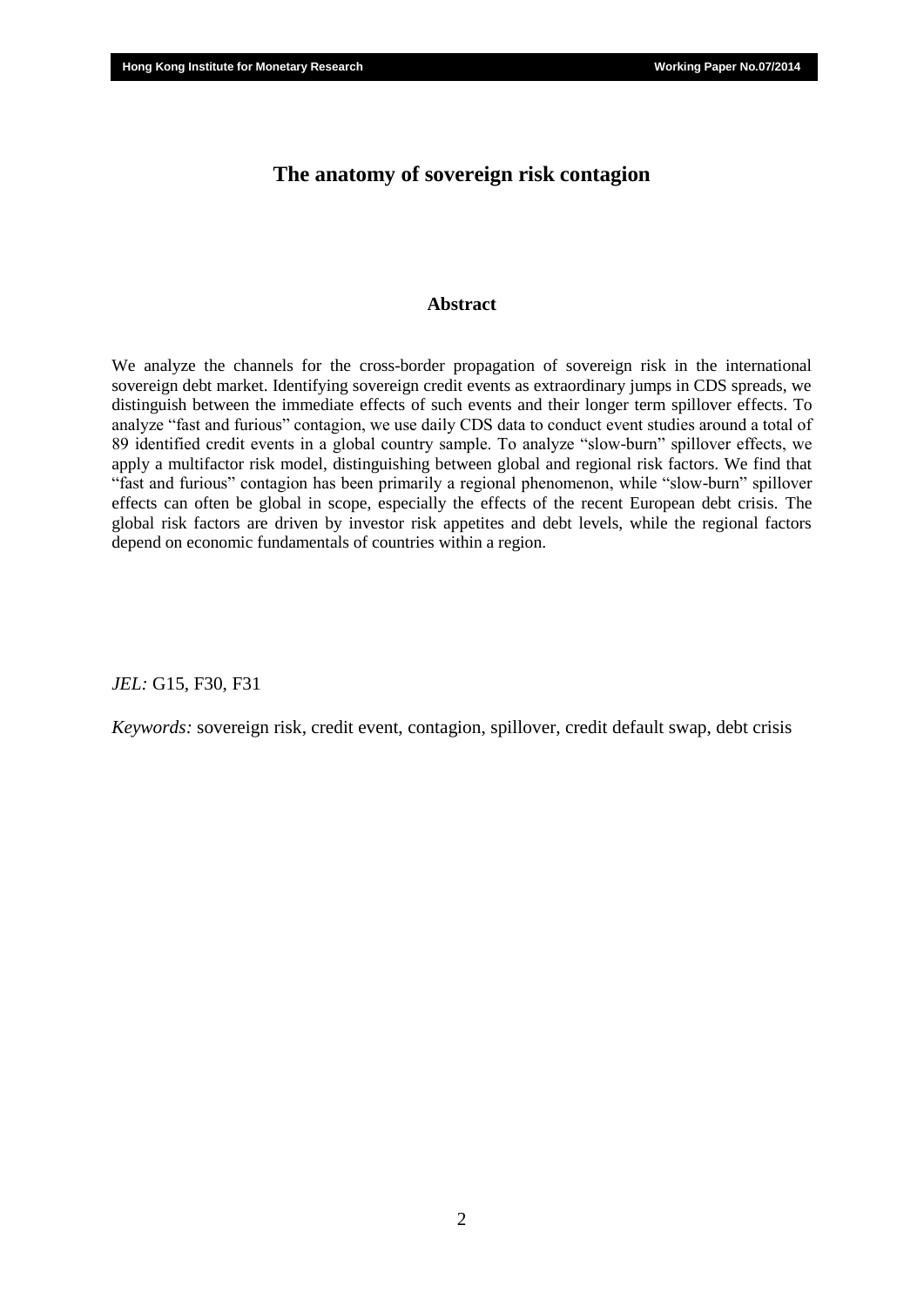# The anatomy of sovereign risk contagion

## Abstract

We analyze the channels for the cross-border propagation of sovereign risk in the international sovereign debt market. Identifying sovereign credit events as extraordinary jumps in CDS spreads, we distinguish between the immediate effects of such events and their longer term spillover effects. To analyze "fast and furious" contagion, we use daily CDS data to conduct event studies around a total of 89 identified credit events in a global country sample. To analyze "slow-burn" spillover effects, we apply a multifactor risk model, distinguishing between global and regional risk factors. We find that "fast and furious" contagion has been primarily a regional phenomenon, while "slow-burn" spillover effects can often be global in scope, especially the effects of the recent European debt crisis. The global risk factors are driven by investor risk appetites and debt levels, while the regional factors depend on economic fundamentals of countries within a region.

*JEL:* G15, F30, F31

*Keywords:* sovereign risk, credit event, contagion, spillover, credit default swap, debt crisis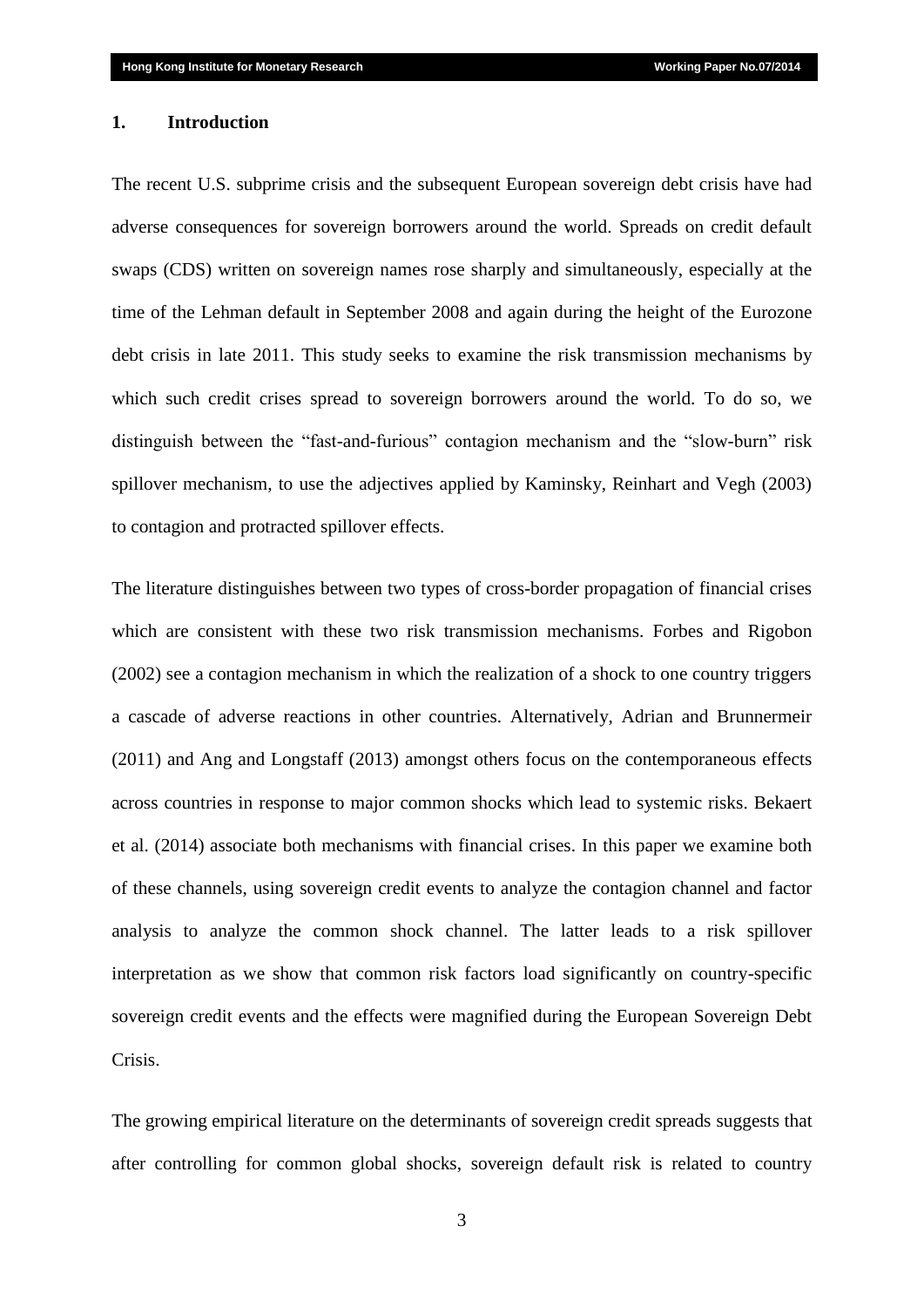## 1. Introduction

The recent U.S. subprime crisis and the subsequent European sovereign debt crisis have had adverse consequences for sovereign borrowers around the world. Spreads on credit default swaps (CDS) written on sovereign names rose sharply and simultaneously, especially at the time of the Lehman default in September 2008 and again during the height of the Eurozone debt crisis in late 2011. This study seeks to examine the risk transmission mechanisms by which such credit crises spread to sovereign borrowers around the world. To do so, we distinguish between the "fast-and-furious" contagion mechanism and the "slow-burn" risk spillover mechanism, to use the adjectives applied by Kaminsky, Reinhart and Vegh (2003) to contagion and protracted spillover effects.

The literature distinguishes between two types of cross-border propagation of financial crises which are consistent with these two risk transmission mechanisms. Forbes and Rigobon (2002) see a contagion mechanism in which the realization of a shock to one country triggers a cascade of adverse reactions in other countries. Alternatively, Adrian and Brunnermeir (2011) and Ang and Longstaff (2013) amongst others focus on the contemporaneous effects across countries in response to major common shocks which lead to systemic risks. Bekaert et al. (2014) associate both mechanisms with financial crises. In this paper we examine both of these channels, using sovereign credit events to analyze the contagion channel and factor analysis to analyze the common shock channel. The latter leads to a risk spillover interpretation as we show that common risk factors load significantly on country-specific sovereign credit events and the effects were magnified during the European Sovereign Debt Crisis.

The growing empirical literature on the determinants of sovereign credit spreads suggests that after controlling for common global shocks, sovereign default risk is related to country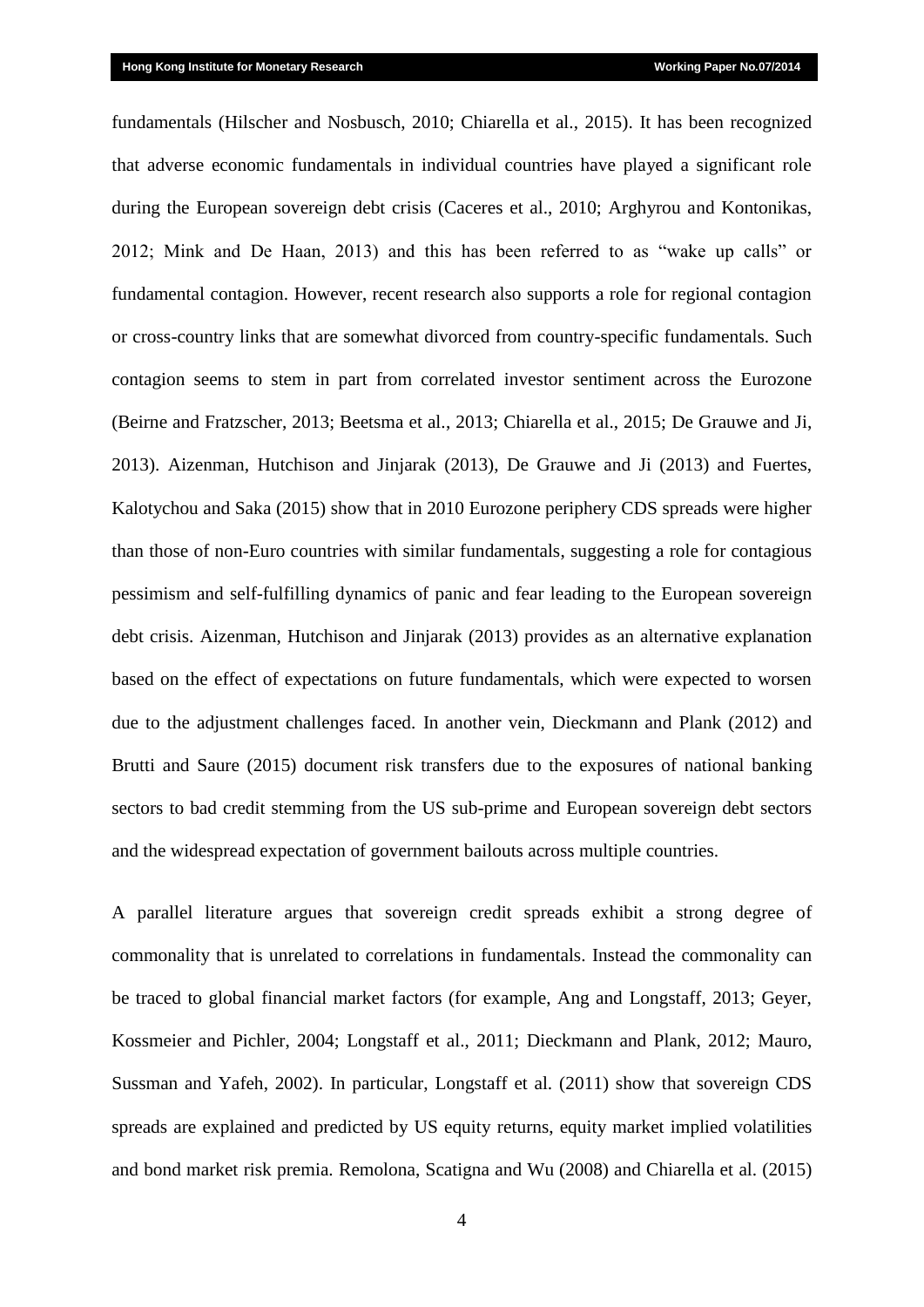fundamentals (Hilscher and Nosbusch, 2010; Chiarella et al., 2015). It has been recognized that adverse economic fundamentals in individual countries have played a significant role during the European sovereign debt crisis (Caceres et al., 2010; Arghyrou and Kontonikas, 2012; Mink and De Haan, 2013) and this has been referred to as "wake up calls" or fundamental contagion. However, recent research also supports a role for regional contagion or cross-country links that are somewhat divorced from country-specific fundamentals. Such contagion seems to stem in part from correlated investor sentiment across the Eurozone (Beirne and Fratzscher, 2013; Beetsma et al., 2013; Chiarella et al., 2015; De Grauwe and Ji, 2013). Aizenman, Hutchison and Jinjarak (2013), De Grauwe and Ji (2013) and Fuertes, Kalotychou and Saka (2015) show that in 2010 Eurozone periphery CDS spreads were higher than those of non-Euro countries with similar fundamentals, suggesting a role for contagious pessimism and self-fulfilling dynamics of panic and fear leading to the European sovereign debt crisis. Aizenman, Hutchison and Jinjarak (2013) provides as an alternative explanation based on the effect of expectations on future fundamentals, which were expected to worsen due to the adjustment challenges faced. In another vein, Dieckmann and Plank (2012) and Brutti and Saure (2015) document risk transfers due to the exposures of national banking sectors to bad credit stemming from the US sub-prime and European sovereign debt sectors and the widespread expectation of government bailouts across multiple countries.

A parallel literature argues that sovereign credit spreads exhibit a strong degree of commonality that is unrelated to correlations in fundamentals. Instead the commonality can be traced to global financial market factors (for example, Ang and Longstaff, 2013; Geyer, Kossmeier and Pichler, 2004; Longstaff et al., 2011; Dieckmann and Plank, 2012; Mauro, Sussman and Yafeh, 2002). In particular, Longstaff et al. (2011) show that sovereign CDS spreads are explained and predicted by US equity returns, equity market implied volatilities and bond market risk premia. Remolona, Scatigna and Wu (2008) and Chiarella et al. (2015)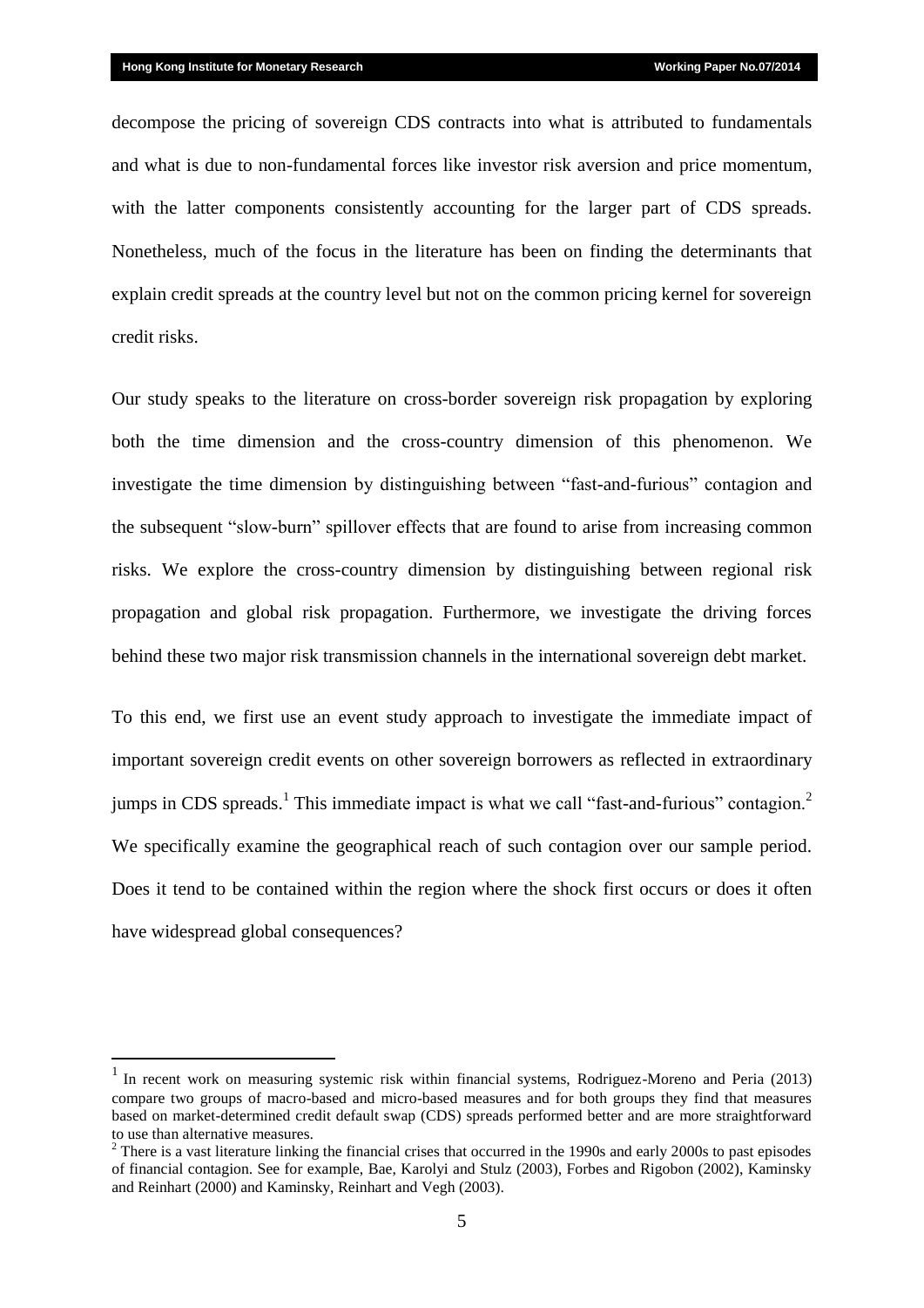decompose the pricing of sovereign CDS contracts into what is attributed to fundamentals and what is due to non-fundamental forces like investor risk aversion and price momentum, with the latter components consistently accounting for the larger part of CDS spreads. Nonetheless, much of the focus in the literature has been on finding the determinants that explain credit spreads at the country level but not on the common pricing kernel for sovereign credit risks.

Our study speaks to the literature on cross-border sovereign risk propagation by exploring both the time dimension and the cross-country dimension of this phenomenon. We investigate the time dimension by distinguishing between "fast-and-furious" contagion and the subsequent "slow-burn" spillover effects that are found to arise from increasing common risks. We explore the cross-country dimension by distinguishing between regional risk propagation and global risk propagation. Furthermore, we investigate the driving forces behind these two major risk transmission channels in the international sovereign debt market.

To this end, we first use an event study approach to investigate the immediate impact of important sovereign credit events on other sovereign borrowers as reflected in extraordinary jumps in CDS spreads.[1] This immediate impact is what we call "fast-and-furious" contagion.[2] We specifically examine the geographical reach of such contagion over our sample period. Does it tend to be contained within the region where the shock first occurs or does it often have widespread global consequences?

---

[1] In recent work on measuring systemic risk within financial systems, Rodriguez-Moreno and Peria (2013) compare two groups of macro-based and micro-based measures and for both groups they find that measures based on market-determined credit default swap (CDS) spreads performed better and are more straightforward to use than alternative measures.

[2] There is a vast literature linking the financial crises that occurred in the 1990s and early 2000s to past episodes of financial contagion. See for example, Bae, Karolyi and Stulz (2003), Forbes and Rigobon (2002), Kaminsky and Reinhart (2000) and Kaminsky, Reinhart and Vegh (2003).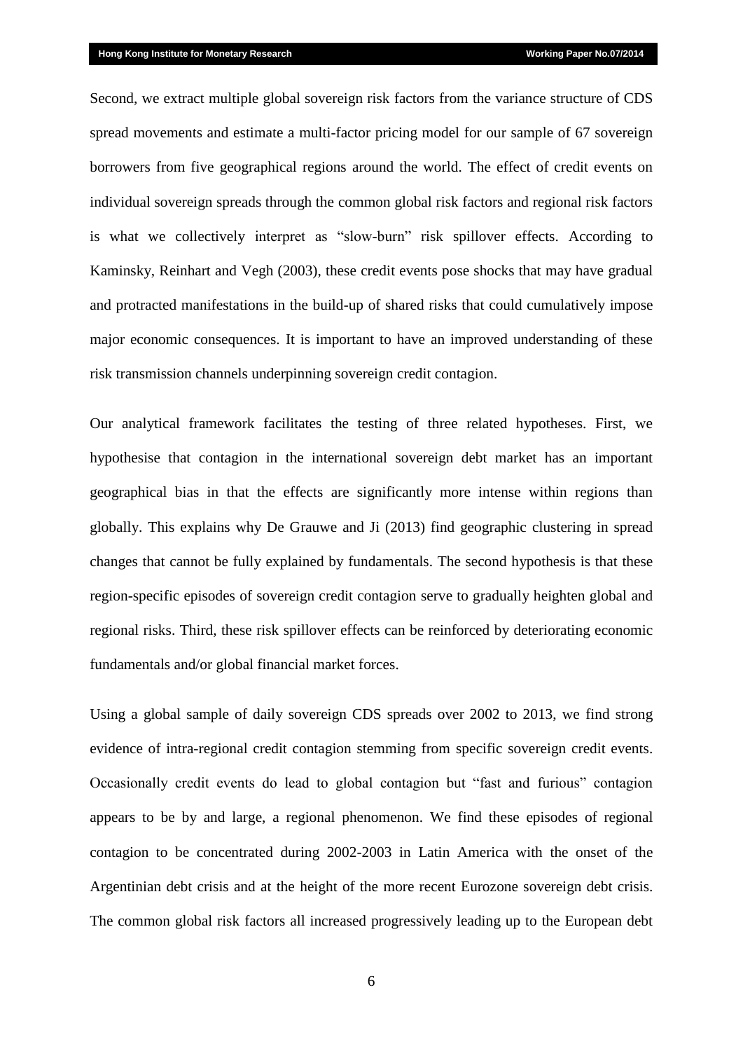Second, we extract multiple global sovereign risk factors from the variance structure of CDS spread movements and estimate a multi-factor pricing model for our sample of 67 sovereign borrowers from five geographical regions around the world. The effect of credit events on individual sovereign spreads through the common global risk factors and regional risk factors is what we collectively interpret as "slow-burn" risk spillover effects. According to Kaminsky, Reinhart and Vegh (2003), these credit events pose shocks that may have gradual and protracted manifestations in the build-up of shared risks that could cumulatively impose major economic consequences. It is important to have an improved understanding of these risk transmission channels underpinning sovereign credit contagion.

Our analytical framework facilitates the testing of three related hypotheses. First, we hypothesise that contagion in the international sovereign debt market has an important geographical bias in that the effects are significantly more intense within regions than globally. This explains why De Grauwe and Ji (2013) find geographic clustering in spread changes that cannot be fully explained by fundamentals. The second hypothesis is that these region-specific episodes of sovereign credit contagion serve to gradually heighten global and regional risks. Third, these risk spillover effects can be reinforced by deteriorating economic fundamentals and/or global financial market forces.

Using a global sample of daily sovereign CDS spreads over 2002 to 2013, we find strong evidence of intra-regional credit contagion stemming from specific sovereign credit events. Occasionally credit events do lead to global contagion but "fast and furious" contagion appears to be by and large, a regional phenomenon. We find these episodes of regional contagion to be concentrated during 2002-2003 in Latin America with the onset of the Argentinian debt crisis and at the height of the more recent Eurozone sovereign debt crisis. The common global risk factors all increased progressively leading up to the European debt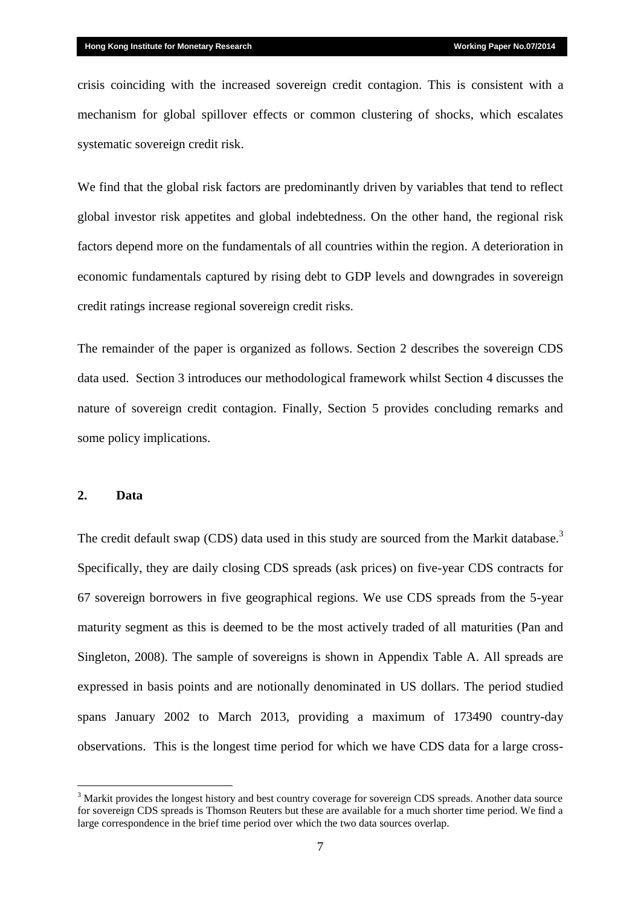crisis coinciding with the increased sovereign credit contagion. This is consistent with a mechanism for global spillover effects or common clustering of shocks, which escalates systematic sovereign credit risk.

We find that the global risk factors are predominantly driven by variables that tend to reflect global investor risk appetites and global indebtedness. On the other hand, the regional risk factors depend more on the fundamentals of all countries within the region. A deterioration in economic fundamentals captured by rising debt to GDP levels and downgrades in sovereign credit ratings increase regional sovereign credit risks.

The remainder of the paper is organized as follows. Section 2 describes the sovereign CDS data used. Section 3 introduces our methodological framework whilst Section 4 discusses the nature of sovereign credit contagion. Finally, Section 5 provides concluding remarks and some policy implications.

## 2. Data

The credit default swap (CDS) data used in this study are sourced from the Markit database.[3] Specifically, they are daily closing CDS spreads (ask prices) on five-year CDS contracts for 67 sovereign borrowers in five geographical regions. We use CDS spreads from the 5-year maturity segment as this is deemed to be the most actively traded of all maturities (Pan and Singleton, 2008). The sample of sovereigns is shown in Appendix Table A. All spreads are expressed in basis points and are notionally denominated in US dollars. The period studied spans January 2002 to March 2013, providing a maximum of 173490 country-day observations. This is the longest time period for which we have CDS data for a large cross-

[3] Markit provides the longest history and best country coverage for sovereign CDS spreads. Another data source for sovereign CDS spreads is Thomson Reuters but these are available for a much shorter time period. We find a large correspondence in the brief time period over which the two data sources overlap.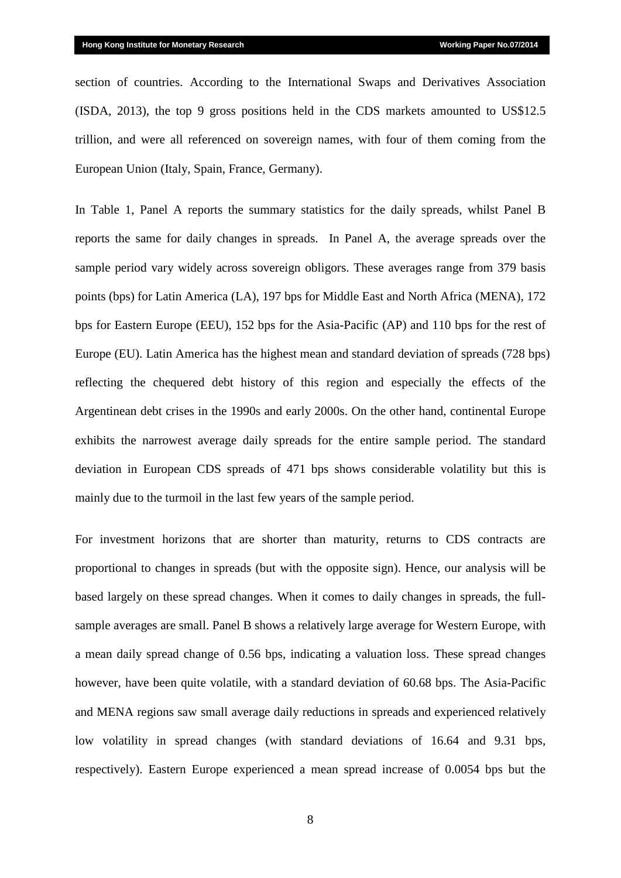section of countries. According to the International Swaps and Derivatives Association (ISDA, 2013), the top 9 gross positions held in the CDS markets amounted to US$12.5 trillion, and were all referenced on sovereign names, with four of them coming from the European Union (Italy, Spain, France, Germany).

In Table 1, Panel A reports the summary statistics for the daily spreads, whilst Panel B reports the same for daily changes in spreads. In Panel A, the average spreads over the sample period vary widely across sovereign obligors. These averages range from 379 basis points (bps) for Latin America (LA), 197 bps for Middle East and North Africa (MENA), 172 bps for Eastern Europe (EEU), 152 bps for the Asia-Pacific (AP) and 110 bps for the rest of Europe (EU). Latin America has the highest mean and standard deviation of spreads (728 bps) reflecting the chequered debt history of this region and especially the effects of the Argentinean debt crises in the 1990s and early 2000s. On the other hand, continental Europe exhibits the narrowest average daily spreads for the entire sample period. The standard deviation in European CDS spreads of 471 bps shows considerable volatility but this is mainly due to the turmoil in the last few years of the sample period.

For investment horizons that are shorter than maturity, returns to CDS contracts are proportional to changes in spreads (but with the opposite sign). Hence, our analysis will be based largely on these spread changes. When it comes to daily changes in spreads, the full-sample averages are small. Panel B shows a relatively large average for Western Europe, with a mean daily spread change of 0.56 bps, indicating a valuation loss. These spread changes however, have been quite volatile, with a standard deviation of 60.68 bps. The Asia-Pacific and MENA regions saw small average daily reductions in spreads and experienced relatively low volatility in spread changes (with standard deviations of 16.64 and 9.31 bps, respectively). Eastern Europe experienced a mean spread increase of 0.0054 bps but the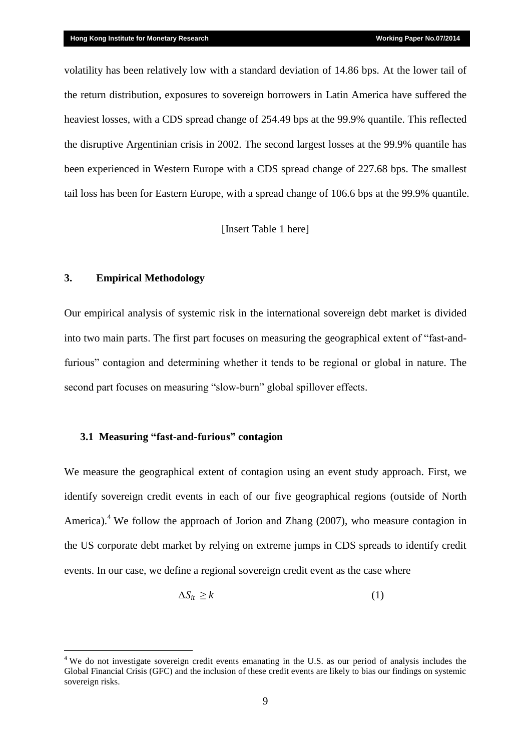volatility has been relatively low with a standard deviation of 14.86 bps. At the lower tail of the return distribution, exposures to sovereign borrowers in Latin America have suffered the heaviest losses, with a CDS spread change of 254.49 bps at the 99.9% quantile. This reflected the disruptive Argentinian crisis in 2002. The second largest losses at the 99.9% quantile has been experienced in Western Europe with a CDS spread change of 227.68 bps. The smallest tail loss has been for Eastern Europe, with a spread change of 106.6 bps at the 99.9% quantile.

[Insert Table 1 here]

## 3. Empirical Methodology

Our empirical analysis of systemic risk in the international sovereign debt market is divided into two main parts. The first part focuses on measuring the geographical extent of "fast-and-furious" contagion and determining whether it tends to be regional or global in nature. The second part focuses on measuring "slow-burn" global spillover effects.

### 3.1 Measuring "fast-and-furious" contagion

We measure the geographical extent of contagion using an event study approach. First, we identify sovereign credit events in each of our five geographical regions (outside of North America).[4] We follow the approach of Jorion and Zhang (2007), who measure contagion in the US corporate debt market by relying on extreme jumps in CDS spreads to identify credit events. In our case, we define a regional sovereign credit event as the case where

$$\Delta S_{it} \geq k \tag{1}$$

[4] We do not investigate sovereign credit events emanating in the U.S. as our period of analysis includes the Global Financial Crisis (GFC) and the inclusion of these credit events are likely to bias our findings on systemic sovereign risks.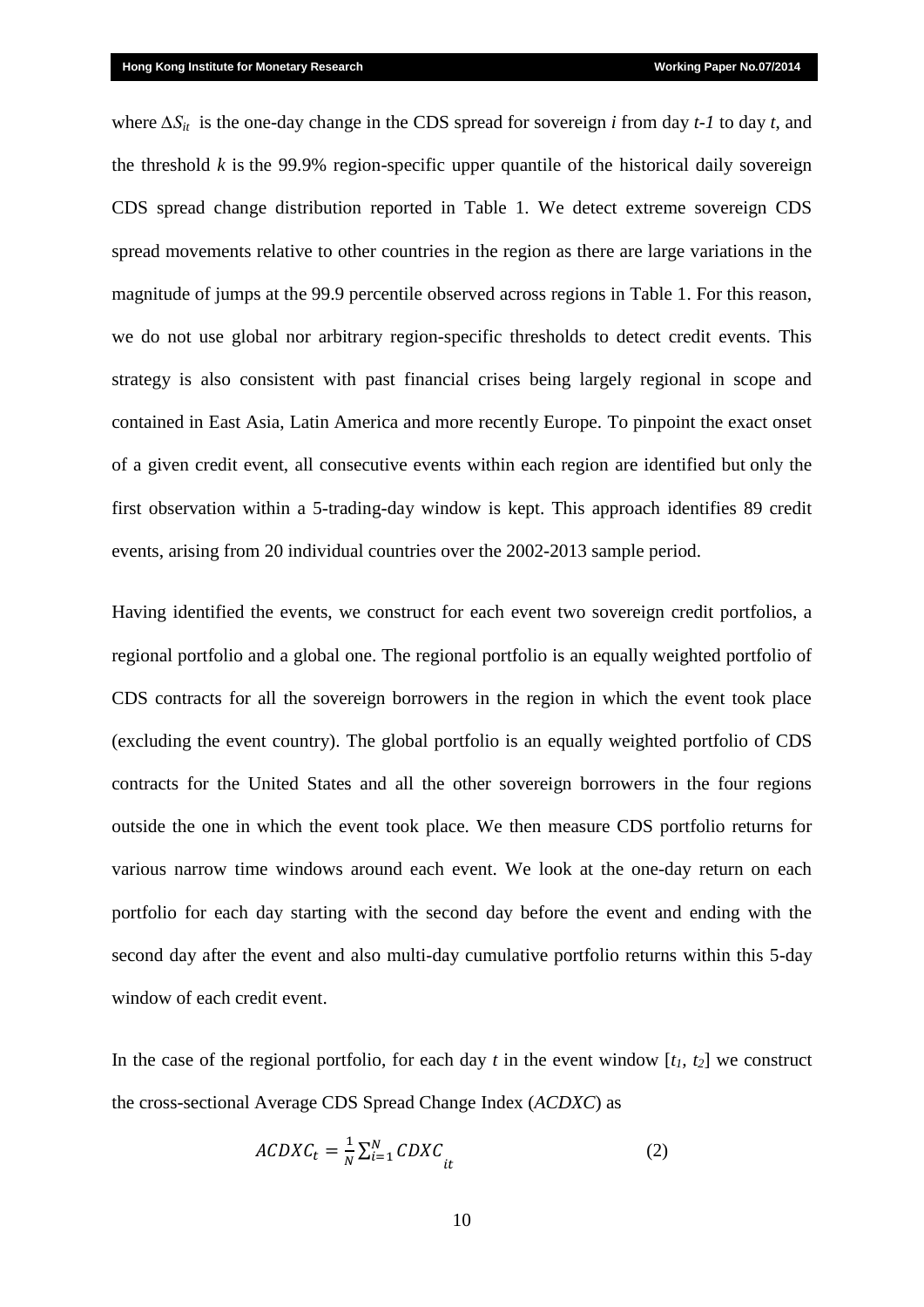where $\Delta S_{it}$ is the one-day change in the CDS spread for sovereign $i$ from day $t-1$ to day $t$, and the threshold $k$ is the 99.9% region-specific upper quantile of the historical daily sovereign CDS spread change distribution reported in Table 1. We detect extreme sovereign CDS spread movements relative to other countries in the region as there are large variations in the magnitude of jumps at the 99.9 percentile observed across regions in Table 1. For this reason, we do not use global nor arbitrary region-specific thresholds to detect credit events. This strategy is also consistent with past financial crises being largely regional in scope and contained in East Asia, Latin America and more recently Europe. To pinpoint the exact onset of a given credit event, all consecutive events within each region are identified but only the first observation within a 5-trading-day window is kept. This approach identifies 89 credit events, arising from 20 individual countries over the 2002-2013 sample period.

Having identified the events, we construct for each event two sovereign credit portfolios, a regional portfolio and a global one. The regional portfolio is an equally weighted portfolio of CDS contracts for all the sovereign borrowers in the region in which the event took place (excluding the event country). The global portfolio is an equally weighted portfolio of CDS contracts for the United States and all the other sovereign borrowers in the four regions outside the one in which the event took place. We then measure CDS portfolio returns for various narrow time windows around each event. We look at the one-day return on each portfolio for each day starting with the second day before the event and ending with the second day after the event and also multi-day cumulative portfolio returns within this 5-day window of each credit event.

In the case of the regional portfolio, for each day $t$ in the event window $[t_1, t_2]$ we construct the cross-sectional Average CDS Spread Change Index (*ACDXC*) as

$$ACDXC_t = \frac{1}{N}\sum_{i=1}^{N} CDXC_{it} \tag{2}$$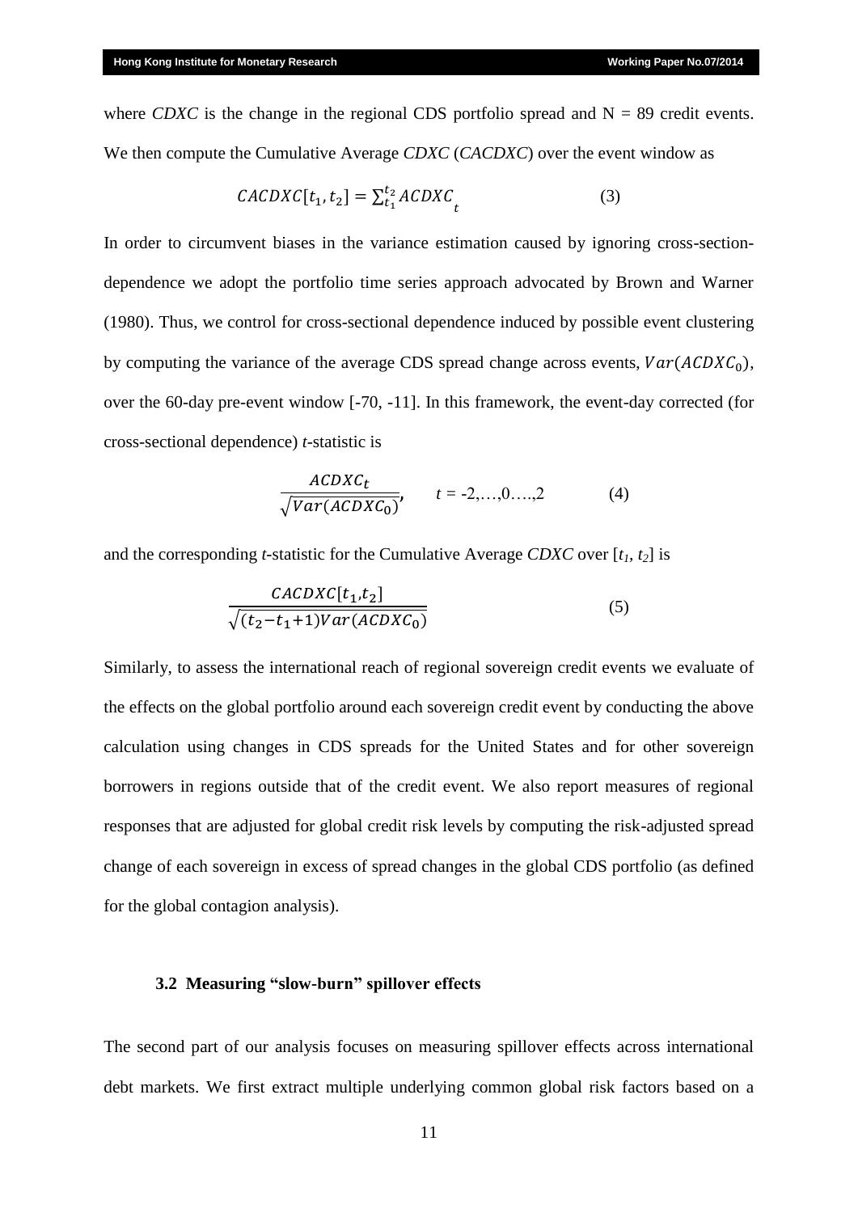where *CDXC* is the change in the regional CDS portfolio spread and N = 89 credit events. We then compute the Cumulative Average *CDXC* (*CACDXC*) over the event window as

$$CACDXC[t_1, t_2] = \sum_{t_1}^{t_2} ACDXC_t \qquad (3)$$

In order to circumvent biases in the variance estimation caused by ignoring cross-section-dependence we adopt the portfolio time series approach advocated by Brown and Warner (1980). Thus, we control for cross-sectional dependence induced by possible event clustering by computing the variance of the average CDS spread change across events, $Var(ACDXC_0)$, over the 60-day pre-event window [-70, -11]. In this framework, the event-day corrected (for cross-sectional dependence) *t*-statistic is

$$\frac{ACDXC_t}{\sqrt{Var(ACDXC_0)}}, \qquad t = -2,\ldots,0\ldots.,2 \qquad (4)$$

and the corresponding *t*-statistic for the Cumulative Average *CDXC* over $[t_1, t_2]$ is

$$\frac{CACDXC[t_1,t_2]}{\sqrt{(t_2-t_1+1)Var(ACDXC_0)}} \qquad (5)$$

Similarly, to assess the international reach of regional sovereign credit events we evaluate of the effects on the global portfolio around each sovereign credit event by conducting the above calculation using changes in CDS spreads for the United States and for other sovereign borrowers in regions outside that of the credit event. We also report measures of regional responses that are adjusted for global credit risk levels by computing the risk-adjusted spread change of each sovereign in excess of spread changes in the global CDS portfolio (as defined for the global contagion analysis).

### 3.2 Measuring "slow-burn" spillover effects

The second part of our analysis focuses on measuring spillover effects across international debt markets. We first extract multiple underlying common global risk factors based on a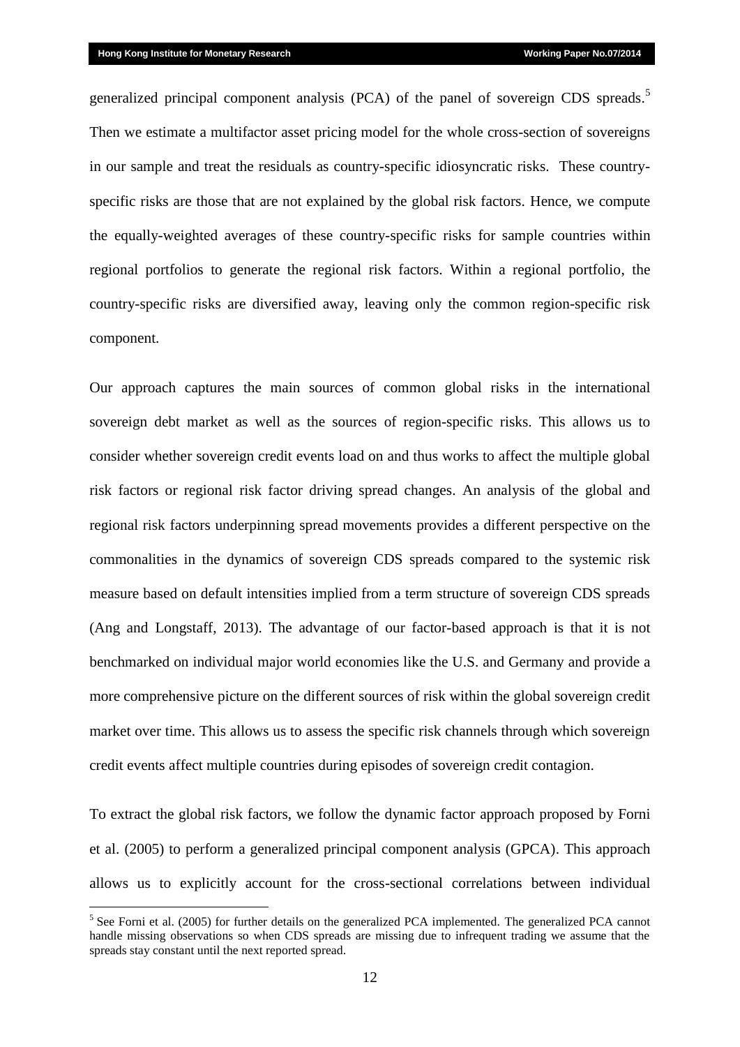generalized principal component analysis (PCA) of the panel of sovereign CDS spreads.[5] Then we estimate a multifactor asset pricing model for the whole cross-section of sovereigns in our sample and treat the residuals as country-specific idiosyncratic risks. These country-specific risks are those that are not explained by the global risk factors. Hence, we compute the equally-weighted averages of these country-specific risks for sample countries within regional portfolios to generate the regional risk factors. Within a regional portfolio, the country-specific risks are diversified away, leaving only the common region-specific risk component.

Our approach captures the main sources of common global risks in the international sovereign debt market as well as the sources of region-specific risks. This allows us to consider whether sovereign credit events load on and thus works to affect the multiple global risk factors or regional risk factor driving spread changes. An analysis of the global and regional risk factors underpinning spread movements provides a different perspective on the commonalities in the dynamics of sovereign CDS spreads compared to the systemic risk measure based on default intensities implied from a term structure of sovereign CDS spreads (Ang and Longstaff, 2013). The advantage of our factor-based approach is that it is not benchmarked on individual major world economies like the U.S. and Germany and provide a more comprehensive picture on the different sources of risk within the global sovereign credit market over time. This allows us to assess the specific risk channels through which sovereign credit events affect multiple countries during episodes of sovereign credit contagion.

To extract the global risk factors, we follow the dynamic factor approach proposed by Forni et al. (2005) to perform a generalized principal component analysis (GPCA). This approach allows us to explicitly account for the cross-sectional correlations between individual

[5] See Forni et al. (2005) for further details on the generalized PCA implemented. The generalized PCA cannot handle missing observations so when CDS spreads are missing due to infrequent trading we assume that the spreads stay constant until the next reported spread.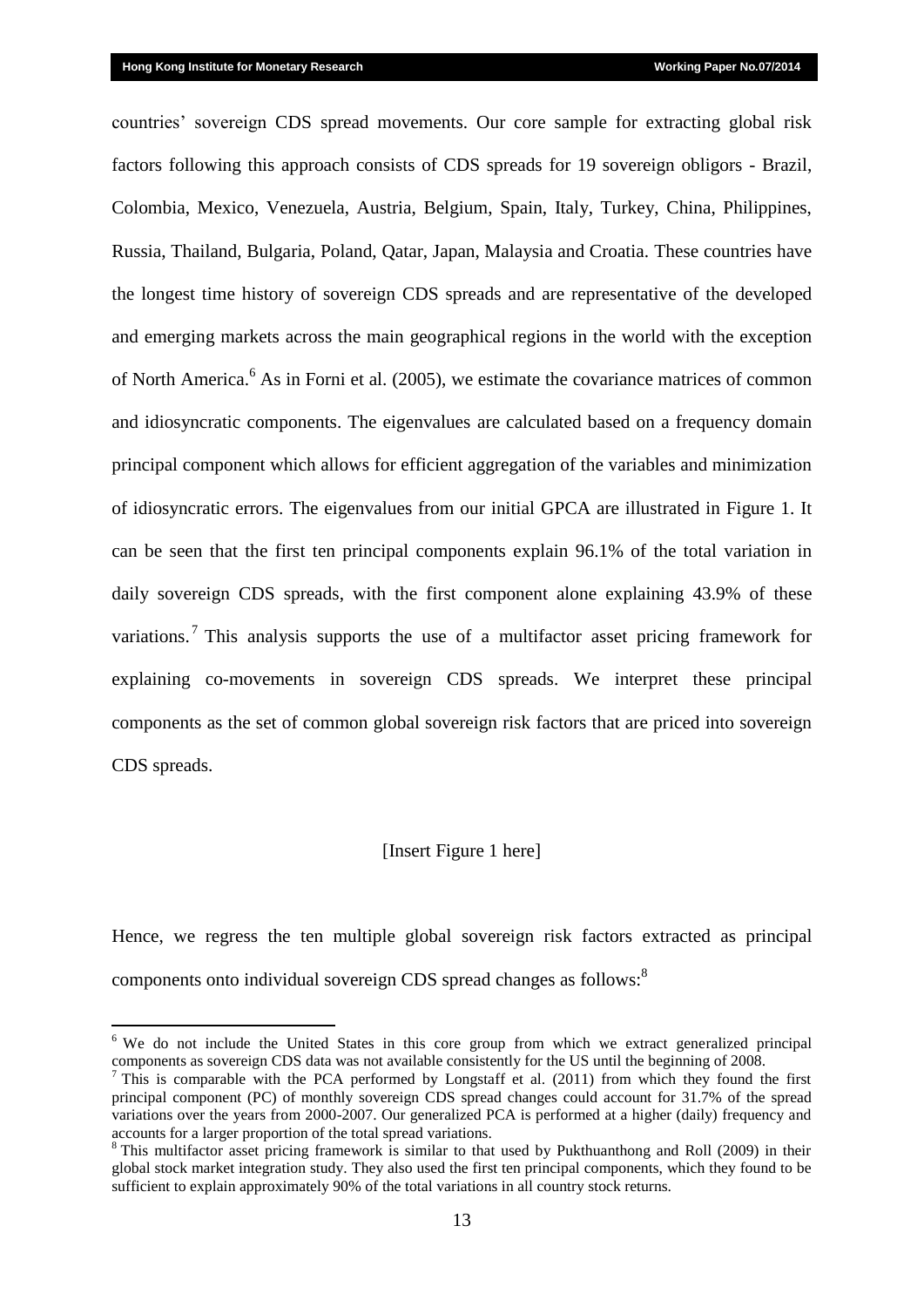countries' sovereign CDS spread movements. Our core sample for extracting global risk factors following this approach consists of CDS spreads for 19 sovereign obligors - Brazil, Colombia, Mexico, Venezuela, Austria, Belgium, Spain, Italy, Turkey, China, Philippines, Russia, Thailand, Bulgaria, Poland, Qatar, Japan, Malaysia and Croatia. These countries have the longest time history of sovereign CDS spreads and are representative of the developed and emerging markets across the main geographical regions in the world with the exception of North America.[6] As in Forni et al. (2005), we estimate the covariance matrices of common and idiosyncratic components. The eigenvalues are calculated based on a frequency domain principal component which allows for efficient aggregation of the variables and minimization of idiosyncratic errors. The eigenvalues from our initial GPCA are illustrated in Figure 1. It can be seen that the first ten principal components explain 96.1% of the total variation in daily sovereign CDS spreads, with the first component alone explaining 43.9% of these variations.[7] This analysis supports the use of a multifactor asset pricing framework for explaining co-movements in sovereign CDS spreads. We interpret these principal components as the set of common global sovereign risk factors that are priced into sovereign CDS spreads.

[Insert Figure 1 here]

Hence, we regress the ten multiple global sovereign risk factors extracted as principal components onto individual sovereign CDS spread changes as follows:[8]

---

[6] We do not include the United States in this core group from which we extract generalized principal components as sovereign CDS data was not available consistently for the US until the beginning of 2008.

[7] This is comparable with the PCA performed by Longstaff et al. (2011) from which they found the first principal component (PC) of monthly sovereign CDS spread changes could account for 31.7% of the spread variations over the years from 2000-2007. Our generalized PCA is performed at a higher (daily) frequency and accounts for a larger proportion of the total spread variations.

[8] This multifactor asset pricing framework is similar to that used by Pukthuanthong and Roll (2009) in their global stock market integration study. They also used the first ten principal components, which they found to be sufficient to explain approximately 90% of the total variations in all country stock returns.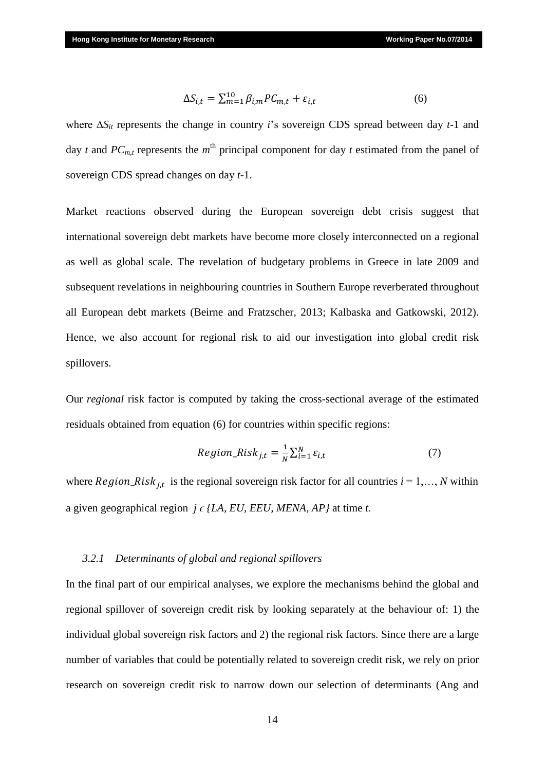$$\Delta S_{i,t} = \sum_{m=1}^{10} \beta_{i,m} PC_{m,t} + \varepsilon_{i,t} \tag{6}$$

where $\Delta S_{it}$ represents the change in country $i$'s sovereign CDS spread between day $t$-1 and day $t$ and $PC_{m,t}$ represents the $m^{\text{th}}$ principal component for day $t$ estimated from the panel of sovereign CDS spread changes on day $t$-1.

Market reactions observed during the European sovereign debt crisis suggest that international sovereign debt markets have become more closely interconnected on a regional as well as global scale. The revelation of budgetary problems in Greece in late 2009 and subsequent revelations in neighbouring countries in Southern Europe reverberated throughout all European debt markets (Beirne and Fratzscher, 2013; Kalbaska and Gatkowski, 2012). Hence, we also account for regional risk to aid our investigation into global credit risk spillovers.

Our *regional* risk factor is computed by taking the cross-sectional average of the estimated residuals obtained from equation (6) for countries within specific regions:

$$Region\_Risk_{j,t} = \frac{1}{N} \sum_{i=1}^{N} \varepsilon_{i,t} \tag{7}$$

where $Region\_Risk_{j,t}$ is the regional sovereign risk factor for all countries $i = 1, \ldots, N$ within a given geographical region $j \in \{LA, EU, EEU, MENA, AP\}$ at time $t$.

#### *3.2.1 Determinants of global and regional spillovers*

In the final part of our empirical analyses, we explore the mechanisms behind the global and regional spillover of sovereign credit risk by looking separately at the behaviour of: 1) the individual global sovereign risk factors and 2) the regional risk factors. Since there are a large number of variables that could be potentially related to sovereign credit risk, we rely on prior research on sovereign credit risk to narrow down our selection of determinants (Ang and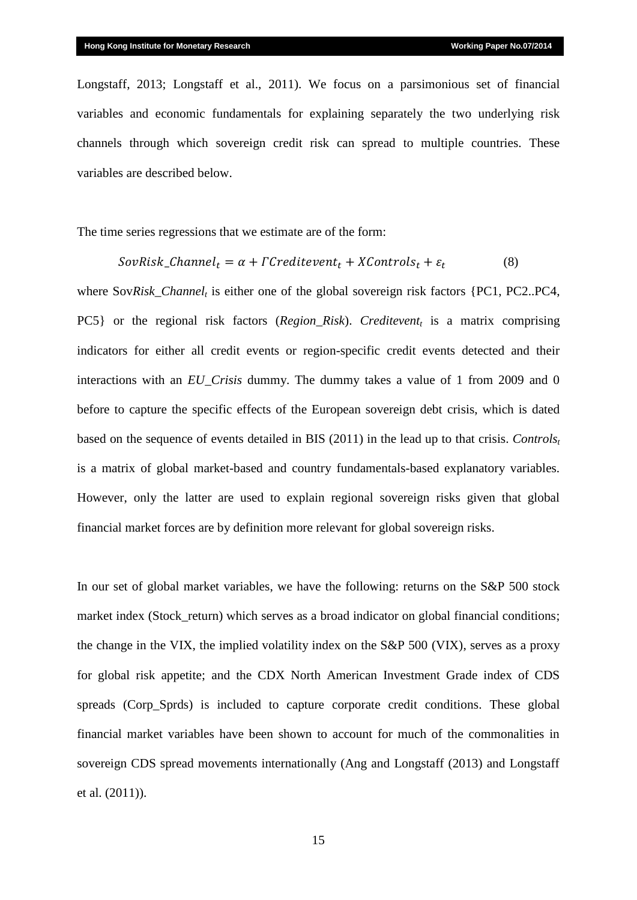Longstaff, 2013; Longstaff et al., 2011). We focus on a parsimonious set of financial variables and economic fundamentals for explaining separately the two underlying risk channels through which sovereign credit risk can spread to multiple countries. These variables are described below.

The time series regressions that we estimate are of the form:

$$SovRisk\_Channel_t = \alpha + \Gamma Creditevent_t + XControls_t + \varepsilon_t \qquad (8)$$

where Sov*Risk_Channel*$_t$ is either one of the global sovereign risk factors {PC1, PC2..PC4, PC5} or the regional risk factors (*Region_Risk*). *Creditevent*$_t$ is a matrix comprising indicators for either all credit events or region-specific credit events detected and their interactions with an *EU_Crisis* dummy. The dummy takes a value of 1 from 2009 and 0 before to capture the specific effects of the European sovereign debt crisis, which is dated based on the sequence of events detailed in BIS (2011) in the lead up to that crisis. *Controls*$_t$ is a matrix of global market-based and country fundamentals-based explanatory variables. However, only the latter are used to explain regional sovereign risks given that global financial market forces are by definition more relevant for global sovereign risks.

In our set of global market variables, we have the following: returns on the S&P 500 stock market index (Stock_return) which serves as a broad indicator on global financial conditions; the change in the VIX, the implied volatility index on the S&P 500 (VIX), serves as a proxy for global risk appetite; and the CDX North American Investment Grade index of CDS spreads (Corp_Sprds) is included to capture corporate credit conditions. These global financial market variables have been shown to account for much of the commonalities in sovereign CDS spread movements internationally (Ang and Longstaff (2013) and Longstaff et al. (2011)).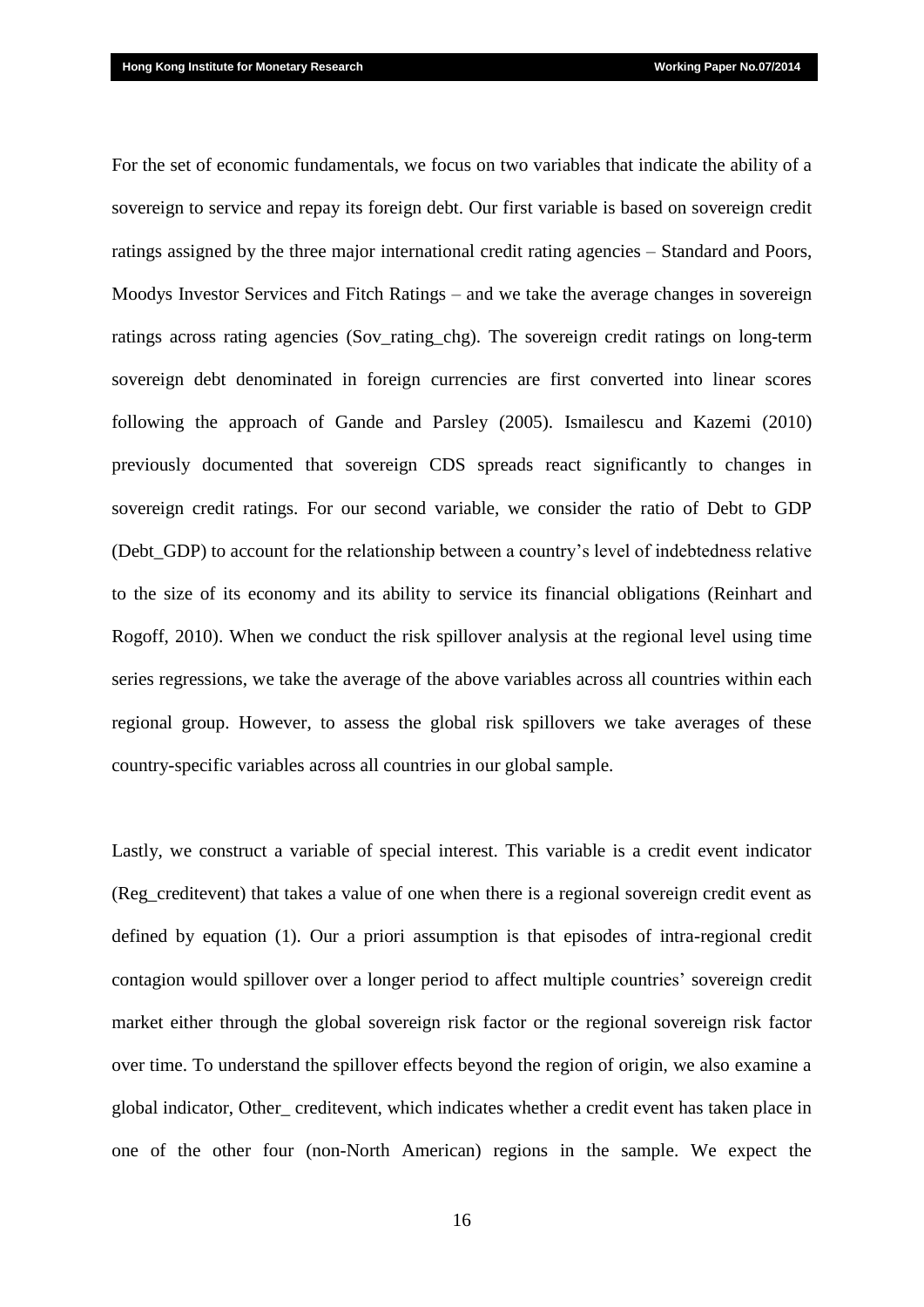For the set of economic fundamentals, we focus on two variables that indicate the ability of a sovereign to service and repay its foreign debt. Our first variable is based on sovereign credit ratings assigned by the three major international credit rating agencies – Standard and Poors, Moodys Investor Services and Fitch Ratings – and we take the average changes in sovereign ratings across rating agencies (Sov_rating_chg). The sovereign credit ratings on long-term sovereign debt denominated in foreign currencies are first converted into linear scores following the approach of Gande and Parsley (2005). Ismailescu and Kazemi (2010) previously documented that sovereign CDS spreads react significantly to changes in sovereign credit ratings. For our second variable, we consider the ratio of Debt to GDP (Debt_GDP) to account for the relationship between a country's level of indebtedness relative to the size of its economy and its ability to service its financial obligations (Reinhart and Rogoff, 2010). When we conduct the risk spillover analysis at the regional level using time series regressions, we take the average of the above variables across all countries within each regional group. However, to assess the global risk spillovers we take averages of these country-specific variables across all countries in our global sample.

Lastly, we construct a variable of special interest. This variable is a credit event indicator (Reg_creditevent) that takes a value of one when there is a regional sovereign credit event as defined by equation (1). Our a priori assumption is that episodes of intra-regional credit contagion would spillover over a longer period to affect multiple countries' sovereign credit market either through the global sovereign risk factor or the regional sovereign risk factor over time. To understand the spillover effects beyond the region of origin, we also examine a global indicator, Other_ creditevent, which indicates whether a credit event has taken place in one of the other four (non-North American) regions in the sample. We expect the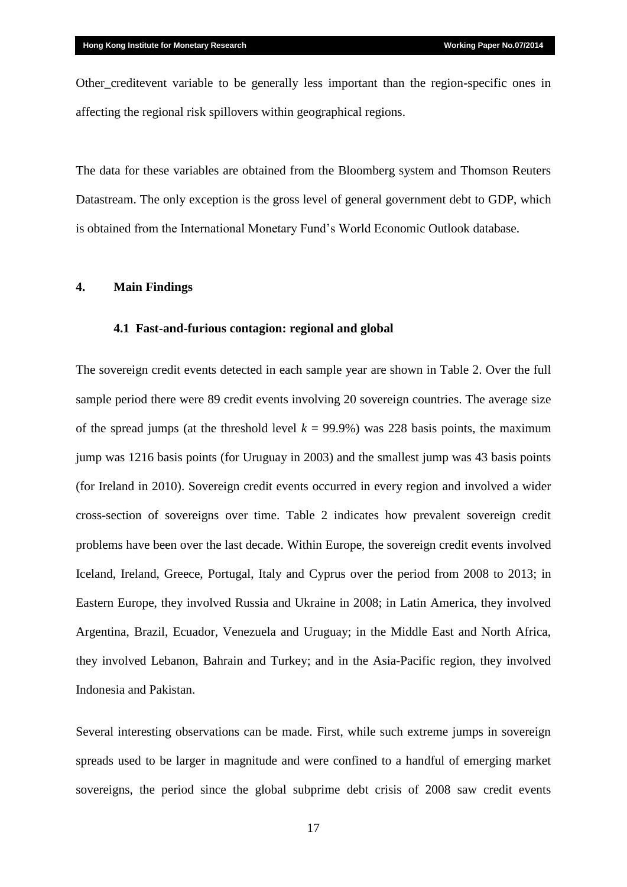Other_creditevent variable to be generally less important than the region-specific ones in affecting the regional risk spillovers within geographical regions.

The data for these variables are obtained from the Bloomberg system and Thomson Reuters Datastream. The only exception is the gross level of general government debt to GDP, which is obtained from the International Monetary Fund's World Economic Outlook database.

## 4. Main Findings

### 4.1 Fast-and-furious contagion: regional and global

The sovereign credit events detected in each sample year are shown in Table 2. Over the full sample period there were 89 credit events involving 20 sovereign countries. The average size of the spread jumps (at the threshold level $k$ = 99.9%) was 228 basis points, the maximum jump was 1216 basis points (for Uruguay in 2003) and the smallest jump was 43 basis points (for Ireland in 2010). Sovereign credit events occurred in every region and involved a wider cross-section of sovereigns over time. Table 2 indicates how prevalent sovereign credit problems have been over the last decade. Within Europe, the sovereign credit events involved Iceland, Ireland, Greece, Portugal, Italy and Cyprus over the period from 2008 to 2013; in Eastern Europe, they involved Russia and Ukraine in 2008; in Latin America, they involved Argentina, Brazil, Ecuador, Venezuela and Uruguay; in the Middle East and North Africa, they involved Lebanon, Bahrain and Turkey; and in the Asia-Pacific region, they involved Indonesia and Pakistan.

Several interesting observations can be made. First, while such extreme jumps in sovereign spreads used to be larger in magnitude and were confined to a handful of emerging market sovereigns, the period since the global subprime debt crisis of 2008 saw credit events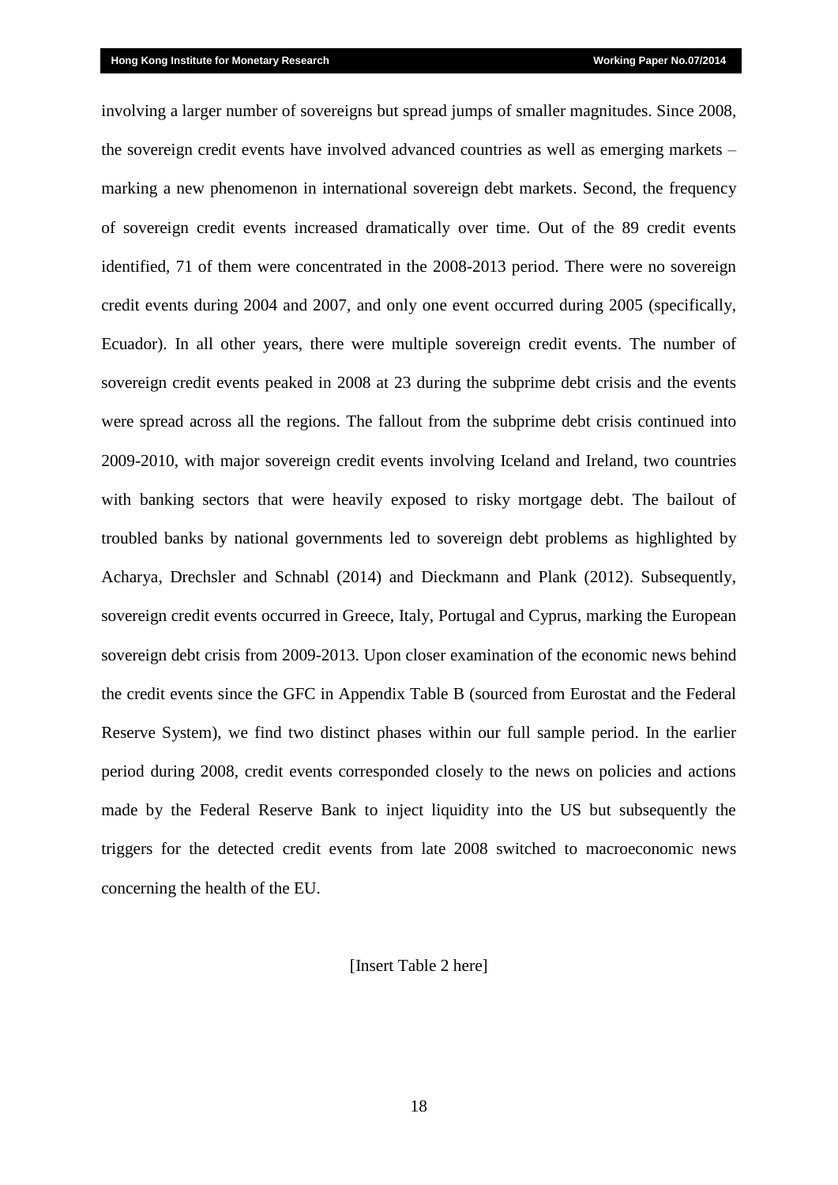involving a larger number of sovereigns but spread jumps of smaller magnitudes. Since 2008, the sovereign credit events have involved advanced countries as well as emerging markets – marking a new phenomenon in international sovereign debt markets. Second, the frequency of sovereign credit events increased dramatically over time. Out of the 89 credit events identified, 71 of them were concentrated in the 2008-2013 period. There were no sovereign credit events during 2004 and 2007, and only one event occurred during 2005 (specifically, Ecuador). In all other years, there were multiple sovereign credit events. The number of sovereign credit events peaked in 2008 at 23 during the subprime debt crisis and the events were spread across all the regions. The fallout from the subprime debt crisis continued into 2009-2010, with major sovereign credit events involving Iceland and Ireland, two countries with banking sectors that were heavily exposed to risky mortgage debt. The bailout of troubled banks by national governments led to sovereign debt problems as highlighted by Acharya, Drechsler and Schnabl (2014) and Dieckmann and Plank (2012). Subsequently, sovereign credit events occurred in Greece, Italy, Portugal and Cyprus, marking the European sovereign debt crisis from 2009-2013. Upon closer examination of the economic news behind the credit events since the GFC in Appendix Table B (sourced from Eurostat and the Federal Reserve System), we find two distinct phases within our full sample period. In the earlier period during 2008, credit events corresponded closely to the news on policies and actions made by the Federal Reserve Bank to inject liquidity into the US but subsequently the triggers for the detected credit events from late 2008 switched to macroeconomic news concerning the health of the EU.

[Insert Table 2 here]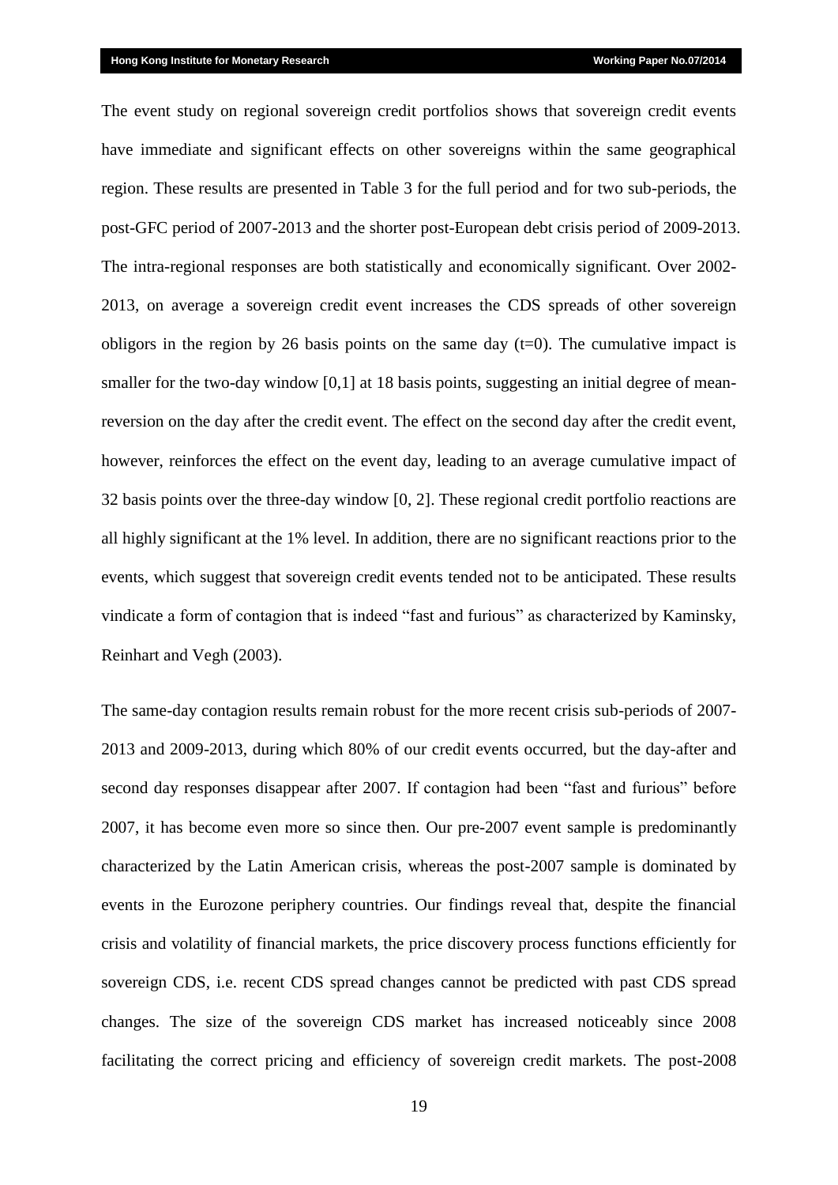The event study on regional sovereign credit portfolios shows that sovereign credit events have immediate and significant effects on other sovereigns within the same geographical region. These results are presented in Table 3 for the full period and for two sub-periods, the post-GFC period of 2007-2013 and the shorter post-European debt crisis period of 2009-2013. The intra-regional responses are both statistically and economically significant. Over 2002-2013, on average a sovereign credit event increases the CDS spreads of other sovereign obligors in the region by 26 basis points on the same day ($t=0$). The cumulative impact is smaller for the two-day window [0,1] at 18 basis points, suggesting an initial degree of mean-reversion on the day after the credit event. The effect on the second day after the credit event, however, reinforces the effect on the event day, leading to an average cumulative impact of 32 basis points over the three-day window [0, 2]. These regional credit portfolio reactions are all highly significant at the 1% level. In addition, there are no significant reactions prior to the events, which suggest that sovereign credit events tended not to be anticipated. These results vindicate a form of contagion that is indeed "fast and furious" as characterized by Kaminsky, Reinhart and Vegh (2003).

The same-day contagion results remain robust for the more recent crisis sub-periods of 2007-2013 and 2009-2013, during which 80% of our credit events occurred, but the day-after and second day responses disappear after 2007. If contagion had been "fast and furious" before 2007, it has become even more so since then. Our pre-2007 event sample is predominantly characterized by the Latin American crisis, whereas the post-2007 sample is dominated by events in the Eurozone periphery countries. Our findings reveal that, despite the financial crisis and volatility of financial markets, the price discovery process functions efficiently for sovereign CDS, i.e. recent CDS spread changes cannot be predicted with past CDS spread changes. The size of the sovereign CDS market has increased noticeably since 2008 facilitating the correct pricing and efficiency of sovereign credit markets. The post-2008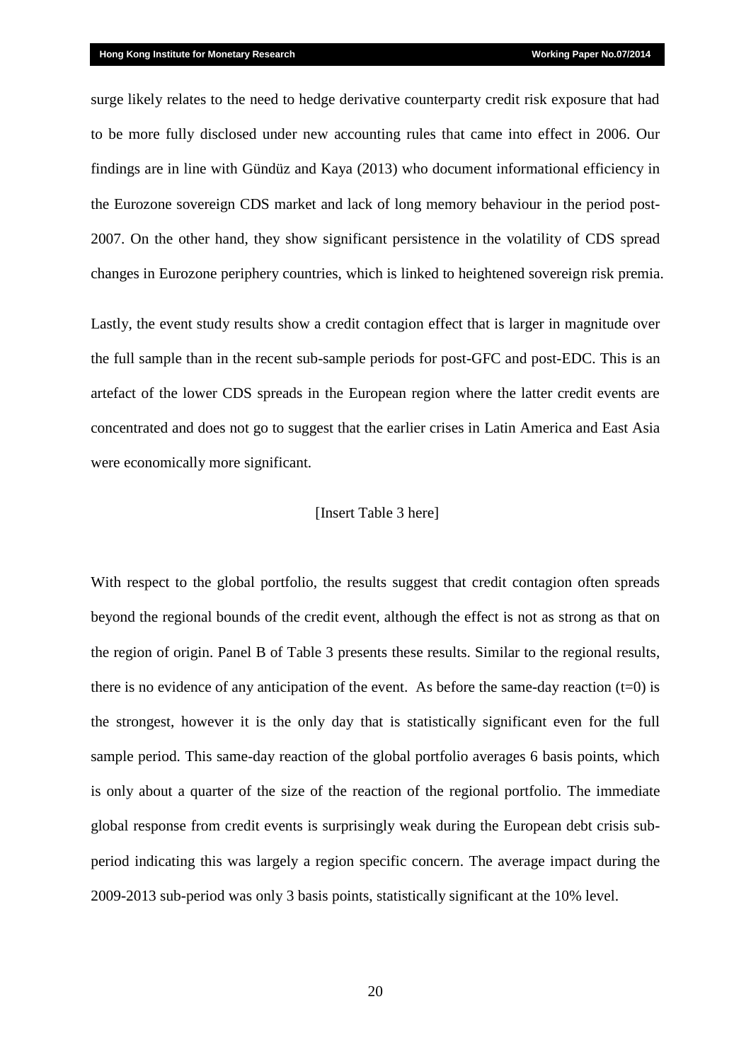surge likely relates to the need to hedge derivative counterparty credit risk exposure that had to be more fully disclosed under new accounting rules that came into effect in 2006. Our findings are in line with Gündüz and Kaya (2013) who document informational efficiency in the Eurozone sovereign CDS market and lack of long memory behaviour in the period post-2007. On the other hand, they show significant persistence in the volatility of CDS spread changes in Eurozone periphery countries, which is linked to heightened sovereign risk premia.

Lastly, the event study results show a credit contagion effect that is larger in magnitude over the full sample than in the recent sub-sample periods for post-GFC and post-EDC. This is an artefact of the lower CDS spreads in the European region where the latter credit events are concentrated and does not go to suggest that the earlier crises in Latin America and East Asia were economically more significant.

[Insert Table 3 here]

With respect to the global portfolio, the results suggest that credit contagion often spreads beyond the regional bounds of the credit event, although the effect is not as strong as that on the region of origin. Panel B of Table 3 presents these results. Similar to the regional results, there is no evidence of any anticipation of the event. As before the same-day reaction ($t=0$) is the strongest, however it is the only day that is statistically significant even for the full sample period. This same-day reaction of the global portfolio averages 6 basis points, which is only about a quarter of the size of the reaction of the regional portfolio. The immediate global response from credit events is surprisingly weak during the European debt crisis sub-period indicating this was largely a region specific concern. The average impact during the 2009-2013 sub-period was only 3 basis points, statistically significant at the 10% level.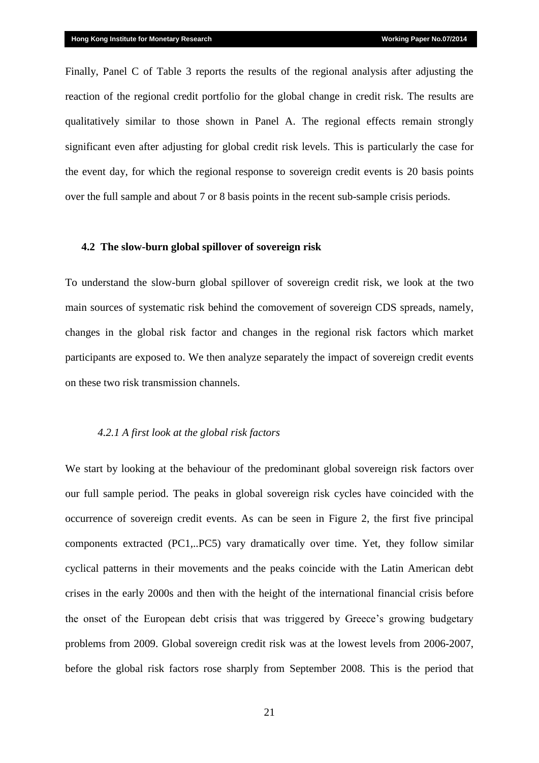Finally, Panel C of Table 3 reports the results of the regional analysis after adjusting the reaction of the regional credit portfolio for the global change in credit risk. The results are qualitatively similar to those shown in Panel A. The regional effects remain strongly significant even after adjusting for global credit risk levels. This is particularly the case for the event day, for which the regional response to sovereign credit events is 20 basis points over the full sample and about 7 or 8 basis points in the recent sub-sample crisis periods.

### 4.2 The slow-burn global spillover of sovereign risk

To understand the slow-burn global spillover of sovereign credit risk, we look at the two main sources of systematic risk behind the comovement of sovereign CDS spreads, namely, changes in the global risk factor and changes in the regional risk factors which market participants are exposed to. We then analyze separately the impact of sovereign credit events on these two risk transmission channels.

#### *4.2.1 A first look at the global risk factors*

We start by looking at the behaviour of the predominant global sovereign risk factors over our full sample period. The peaks in global sovereign risk cycles have coincided with the occurrence of sovereign credit events. As can be seen in Figure 2, the first five principal components extracted (PC1,..PC5) vary dramatically over time. Yet, they follow similar cyclical patterns in their movements and the peaks coincide with the Latin American debt crises in the early 2000s and then with the height of the international financial crisis before the onset of the European debt crisis that was triggered by Greece's growing budgetary problems from 2009. Global sovereign credit risk was at the lowest levels from 2006-2007, before the global risk factors rose sharply from September 2008. This is the period that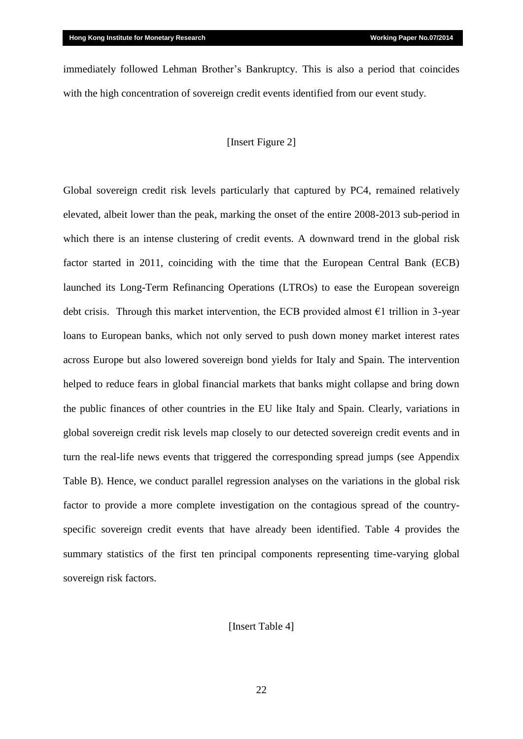immediately followed Lehman Brother's Bankruptcy. This is also a period that coincides with the high concentration of sovereign credit events identified from our event study.

[Insert Figure 2]

Global sovereign credit risk levels particularly that captured by PC4, remained relatively elevated, albeit lower than the peak, marking the onset of the entire 2008-2013 sub-period in which there is an intense clustering of credit events. A downward trend in the global risk factor started in 2011, coinciding with the time that the European Central Bank (ECB) launched its Long-Term Refinancing Operations (LTROs) to ease the European sovereign debt crisis. Through this market intervention, the ECB provided almost €1 trillion in 3-year loans to European banks, which not only served to push down money market interest rates across Europe but also lowered sovereign bond yields for Italy and Spain. The intervention helped to reduce fears in global financial markets that banks might collapse and bring down the public finances of other countries in the EU like Italy and Spain. Clearly, variations in global sovereign credit risk levels map closely to our detected sovereign credit events and in turn the real-life news events that triggered the corresponding spread jumps (see Appendix Table B). Hence, we conduct parallel regression analyses on the variations in the global risk factor to provide a more complete investigation on the contagious spread of the country-specific sovereign credit events that have already been identified. Table 4 provides the summary statistics of the first ten principal components representing time-varying global sovereign risk factors.

[Insert Table 4]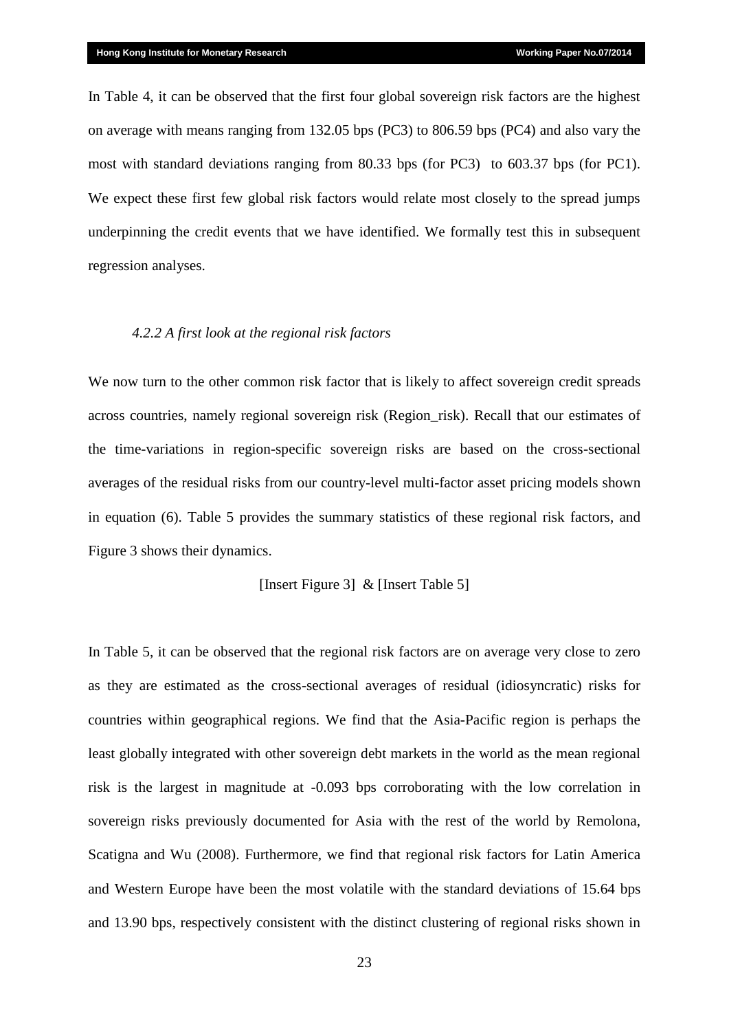In Table 4, it can be observed that the first four global sovereign risk factors are the highest on average with means ranging from 132.05 bps (PC3) to 806.59 bps (PC4) and also vary the most with standard deviations ranging from 80.33 bps (for PC3) to 603.37 bps (for PC1). We expect these first few global risk factors would relate most closely to the spread jumps underpinning the credit events that we have identified. We formally test this in subsequent regression analyses.

#### *4.2.2 A first look at the regional risk factors*

We now turn to the other common risk factor that is likely to affect sovereign credit spreads across countries, namely regional sovereign risk (Region_risk). Recall that our estimates of the time-variations in region-specific sovereign risks are based on the cross-sectional averages of the residual risks from our country-level multi-factor asset pricing models shown in equation (6). Table 5 provides the summary statistics of these regional risk factors, and Figure 3 shows their dynamics.

[Insert Figure 3] & [Insert Table 5]

In Table 5, it can be observed that the regional risk factors are on average very close to zero as they are estimated as the cross-sectional averages of residual (idiosyncratic) risks for countries within geographical regions. We find that the Asia-Pacific region is perhaps the least globally integrated with other sovereign debt markets in the world as the mean regional risk is the largest in magnitude at -0.093 bps corroborating with the low correlation in sovereign risks previously documented for Asia with the rest of the world by Remolona, Scatigna and Wu (2008). Furthermore, we find that regional risk factors for Latin America and Western Europe have been the most volatile with the standard deviations of 15.64 bps and 13.90 bps, respectively consistent with the distinct clustering of regional risks shown in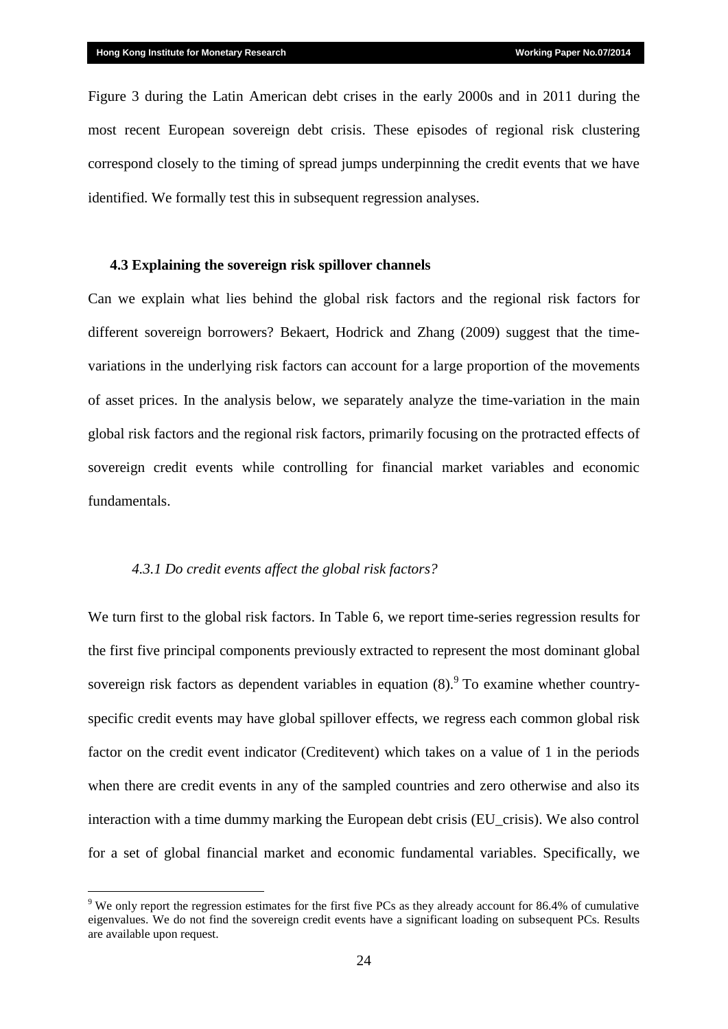Figure 3 during the Latin American debt crises in the early 2000s and in 2011 during the most recent European sovereign debt crisis. These episodes of regional risk clustering correspond closely to the timing of spread jumps underpinning the credit events that we have identified. We formally test this in subsequent regression analyses.

### 4.3 Explaining the sovereign risk spillover channels

Can we explain what lies behind the global risk factors and the regional risk factors for different sovereign borrowers? Bekaert, Hodrick and Zhang (2009) suggest that the time-variations in the underlying risk factors can account for a large proportion of the movements of asset prices. In the analysis below, we separately analyze the time-variation in the main global risk factors and the regional risk factors, primarily focusing on the protracted effects of sovereign credit events while controlling for financial market variables and economic fundamentals.

#### *4.3.1 Do credit events affect the global risk factors?*

We turn first to the global risk factors. In Table 6, we report time-series regression results for the first five principal components previously extracted to represent the most dominant global sovereign risk factors as dependent variables in equation (8).[9] To examine whether country-specific credit events may have global spillover effects, we regress each common global risk factor on the credit event indicator (Creditevent) which takes on a value of 1 in the periods when there are credit events in any of the sampled countries and zero otherwise and also its interaction with a time dummy marking the European debt crisis (EU_crisis). We also control for a set of global financial market and economic fundamental variables. Specifically, we

[9] We only report the regression estimates for the first five PCs as they already account for 86.4% of cumulative eigenvalues. We do not find the sovereign credit events have a significant loading on subsequent PCs. Results are available upon request.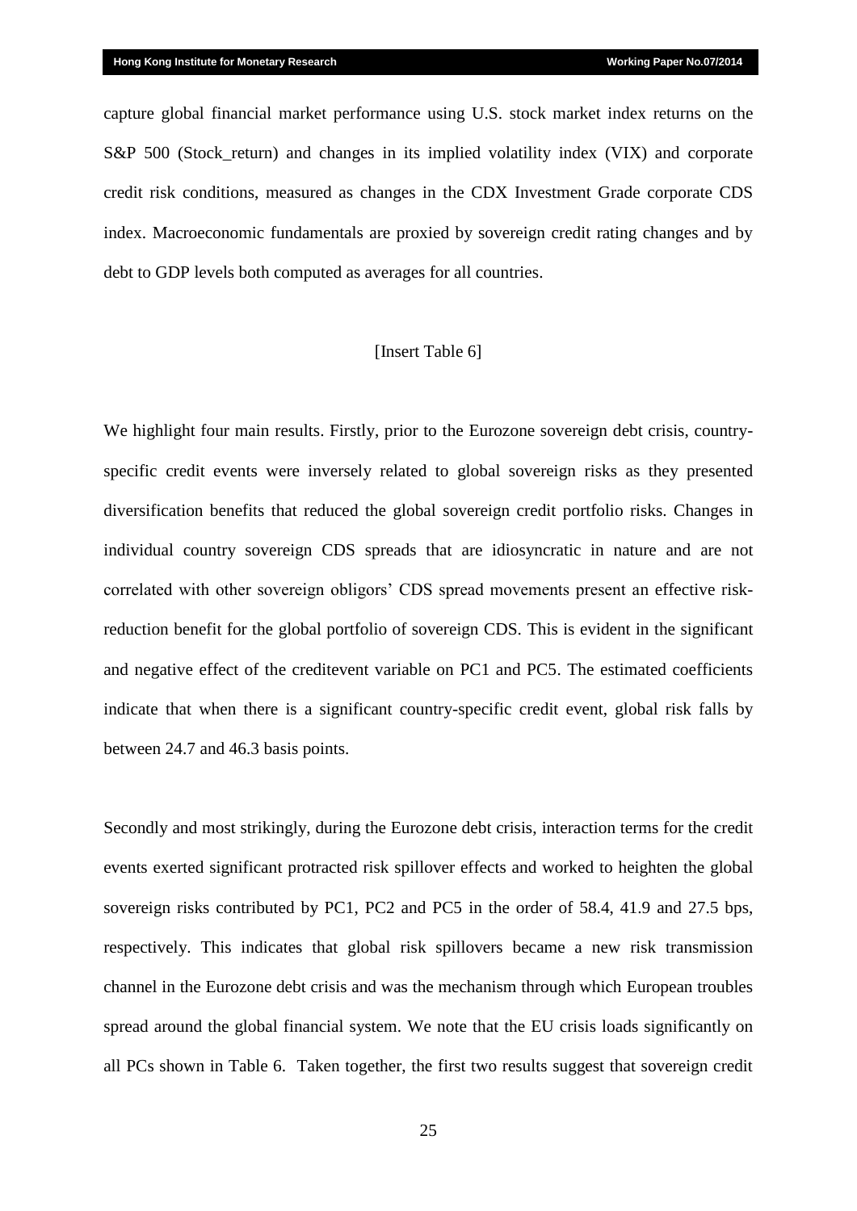capture global financial market performance using U.S. stock market index returns on the S&P 500 (Stock_return) and changes in its implied volatility index (VIX) and corporate credit risk conditions, measured as changes in the CDX Investment Grade corporate CDS index. Macroeconomic fundamentals are proxied by sovereign credit rating changes and by debt to GDP levels both computed as averages for all countries.

[Insert Table 6]

We highlight four main results. Firstly, prior to the Eurozone sovereign debt crisis, country-specific credit events were inversely related to global sovereign risks as they presented diversification benefits that reduced the global sovereign credit portfolio risks. Changes in individual country sovereign CDS spreads that are idiosyncratic in nature and are not correlated with other sovereign obligors' CDS spread movements present an effective risk-reduction benefit for the global portfolio of sovereign CDS. This is evident in the significant and negative effect of the creditevent variable on PC1 and PC5. The estimated coefficients indicate that when there is a significant country-specific credit event, global risk falls by between 24.7 and 46.3 basis points.

Secondly and most strikingly, during the Eurozone debt crisis, interaction terms for the credit events exerted significant protracted risk spillover effects and worked to heighten the global sovereign risks contributed by PC1, PC2 and PC5 in the order of 58.4, 41.9 and 27.5 bps, respectively. This indicates that global risk spillovers became a new risk transmission channel in the Eurozone debt crisis and was the mechanism through which European troubles spread around the global financial system. We note that the EU crisis loads significantly on all PCs shown in Table 6. Taken together, the first two results suggest that sovereign credit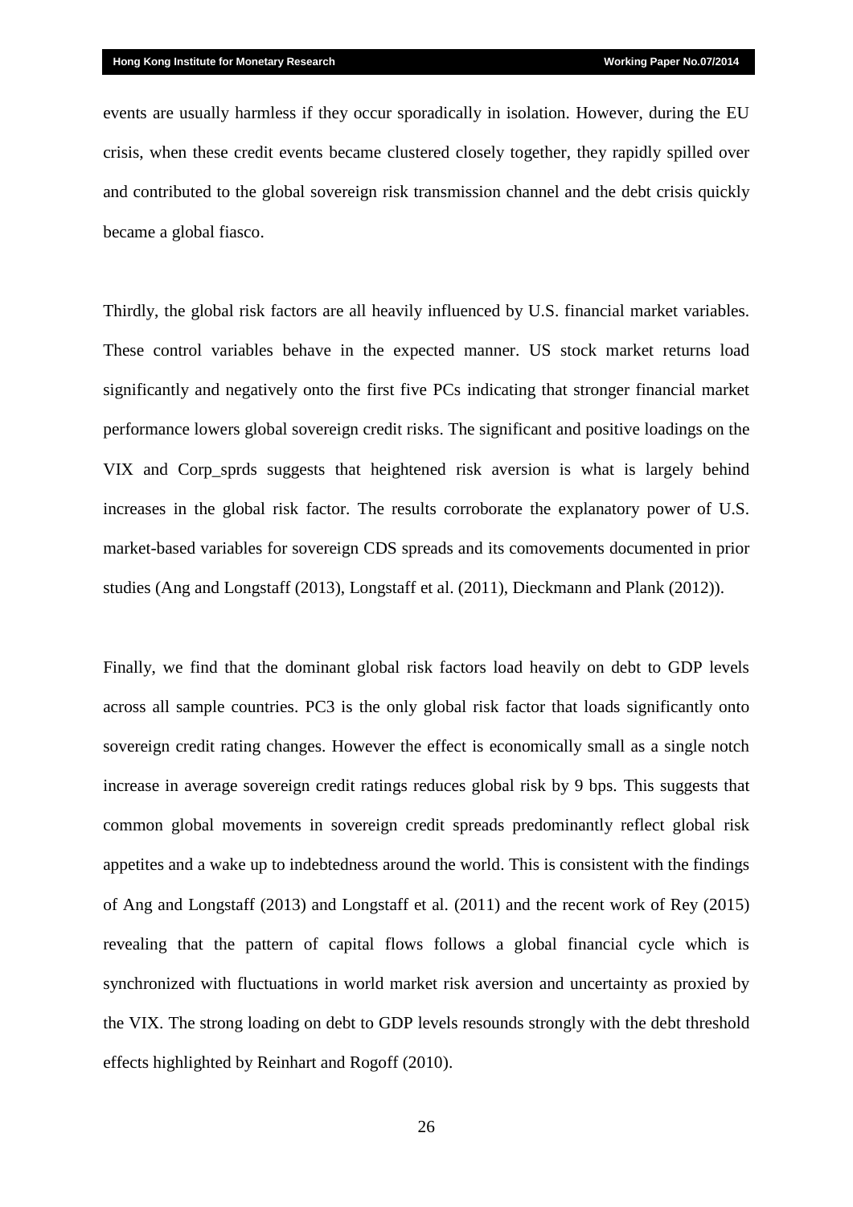events are usually harmless if they occur sporadically in isolation. However, during the EU crisis, when these credit events became clustered closely together, they rapidly spilled over and contributed to the global sovereign risk transmission channel and the debt crisis quickly became a global fiasco.

Thirdly, the global risk factors are all heavily influenced by U.S. financial market variables. These control variables behave in the expected manner. US stock market returns load significantly and negatively onto the first five PCs indicating that stronger financial market performance lowers global sovereign credit risks. The significant and positive loadings on the VIX and Corp_sprds suggests that heightened risk aversion is what is largely behind increases in the global risk factor. The results corroborate the explanatory power of U.S. market-based variables for sovereign CDS spreads and its comovements documented in prior studies (Ang and Longstaff (2013), Longstaff et al. (2011), Dieckmann and Plank (2012)).

Finally, we find that the dominant global risk factors load heavily on debt to GDP levels across all sample countries. PC3 is the only global risk factor that loads significantly onto sovereign credit rating changes. However the effect is economically small as a single notch increase in average sovereign credit ratings reduces global risk by 9 bps. This suggests that common global movements in sovereign credit spreads predominantly reflect global risk appetites and a wake up to indebtedness around the world. This is consistent with the findings of Ang and Longstaff (2013) and Longstaff et al. (2011) and the recent work of Rey (2015) revealing that the pattern of capital flows follows a global financial cycle which is synchronized with fluctuations in world market risk aversion and uncertainty as proxied by the VIX. The strong loading on debt to GDP levels resounds strongly with the debt threshold effects highlighted by Reinhart and Rogoff (2010).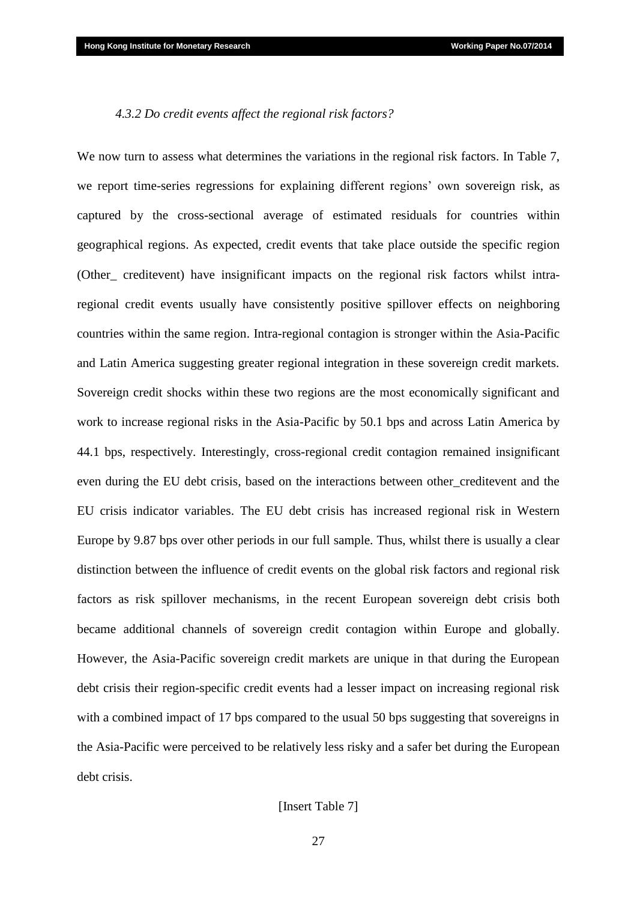### *4.3.2 Do credit events affect the regional risk factors?*

We now turn to assess what determines the variations in the regional risk factors. In Table 7, we report time-series regressions for explaining different regions' own sovereign risk, as captured by the cross-sectional average of estimated residuals for countries within geographical regions. As expected, credit events that take place outside the specific region (Other_ creditevent) have insignificant impacts on the regional risk factors whilst intra-regional credit events usually have consistently positive spillover effects on neighboring countries within the same region. Intra-regional contagion is stronger within the Asia-Pacific and Latin America suggesting greater regional integration in these sovereign credit markets. Sovereign credit shocks within these two regions are the most economically significant and work to increase regional risks in the Asia-Pacific by 50.1 bps and across Latin America by 44.1 bps, respectively. Interestingly, cross-regional credit contagion remained insignificant even during the EU debt crisis, based on the interactions between other_creditevent and the EU crisis indicator variables. The EU debt crisis has increased regional risk in Western Europe by 9.87 bps over other periods in our full sample. Thus, whilst there is usually a clear distinction between the influence of credit events on the global risk factors and regional risk factors as risk spillover mechanisms, in the recent European sovereign debt crisis both became additional channels of sovereign credit contagion within Europe and globally. However, the Asia-Pacific sovereign credit markets are unique in that during the European debt crisis their region-specific credit events had a lesser impact on increasing regional risk with a combined impact of 17 bps compared to the usual 50 bps suggesting that sovereigns in the Asia-Pacific were perceived to be relatively less risky and a safer bet during the European debt crisis.

[Insert Table 7]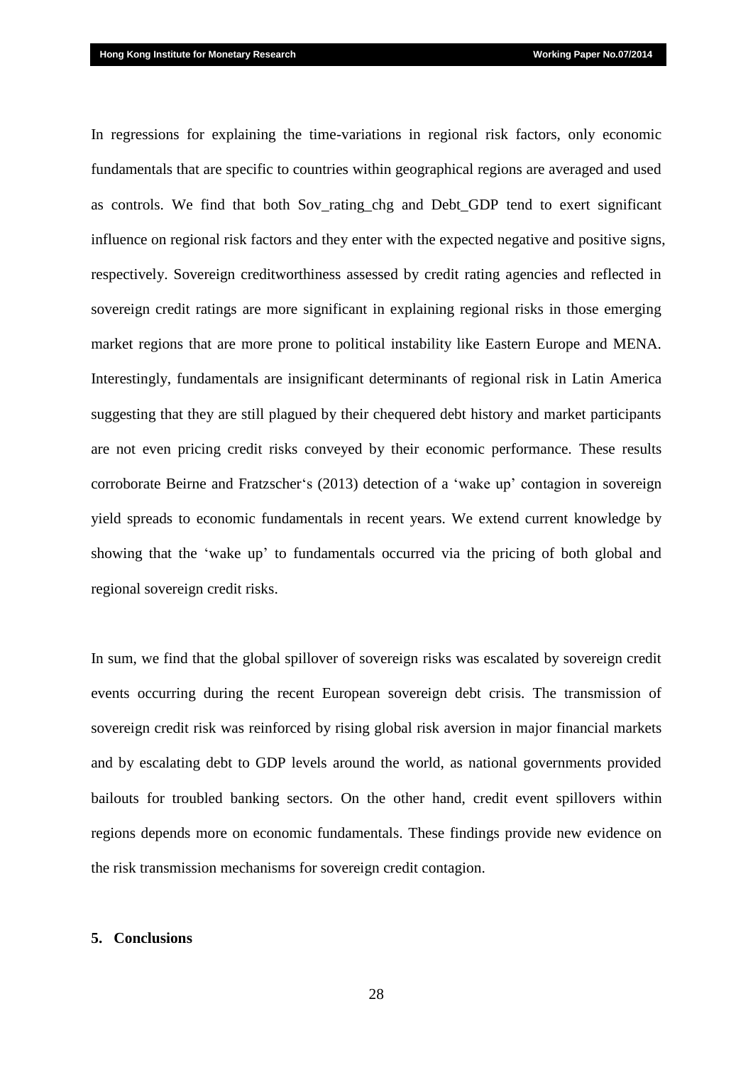In regressions for explaining the time-variations in regional risk factors, only economic fundamentals that are specific to countries within geographical regions are averaged and used as controls. We find that both Sov_rating_chg and Debt_GDP tend to exert significant influence on regional risk factors and they enter with the expected negative and positive signs, respectively. Sovereign creditworthiness assessed by credit rating agencies and reflected in sovereign credit ratings are more significant in explaining regional risks in those emerging market regions that are more prone to political instability like Eastern Europe and MENA. Interestingly, fundamentals are insignificant determinants of regional risk in Latin America suggesting that they are still plagued by their chequered debt history and market participants are not even pricing credit risks conveyed by their economic performance. These results corroborate Beirne and Fratzscher's (2013) detection of a 'wake up' contagion in sovereign yield spreads to economic fundamentals in recent years. We extend current knowledge by showing that the 'wake up' to fundamentals occurred via the pricing of both global and regional sovereign credit risks.

In sum, we find that the global spillover of sovereign risks was escalated by sovereign credit events occurring during the recent European sovereign debt crisis. The transmission of sovereign credit risk was reinforced by rising global risk aversion in major financial markets and by escalating debt to GDP levels around the world, as national governments provided bailouts for troubled banking sectors. On the other hand, credit event spillovers within regions depends more on economic fundamentals. These findings provide new evidence on the risk transmission mechanisms for sovereign credit contagion.

## 5. Conclusions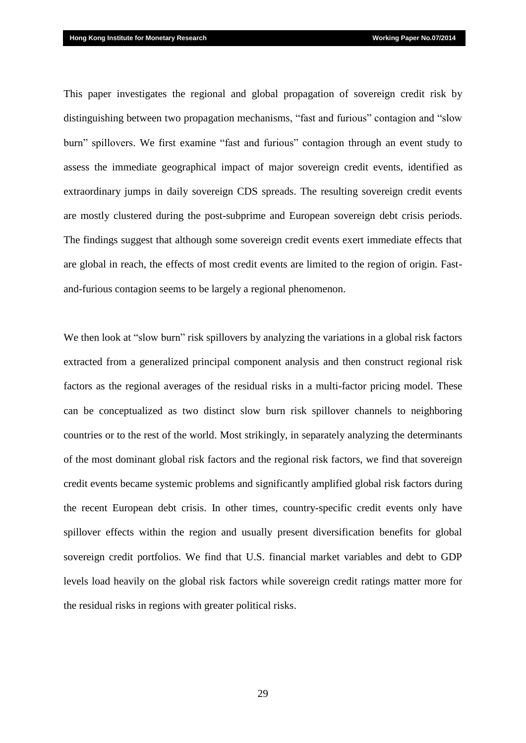This paper investigates the regional and global propagation of sovereign credit risk by distinguishing between two propagation mechanisms, "fast and furious" contagion and "slow burn" spillovers. We first examine "fast and furious" contagion through an event study to assess the immediate geographical impact of major sovereign credit events, identified as extraordinary jumps in daily sovereign CDS spreads. The resulting sovereign credit events are mostly clustered during the post-subprime and European sovereign debt crisis periods. The findings suggest that although some sovereign credit events exert immediate effects that are global in reach, the effects of most credit events are limited to the region of origin. Fast-and-furious contagion seems to be largely a regional phenomenon.

We then look at "slow burn" risk spillovers by analyzing the variations in a global risk factors extracted from a generalized principal component analysis and then construct regional risk factors as the regional averages of the residual risks in a multi-factor pricing model. These can be conceptualized as two distinct slow burn risk spillover channels to neighboring countries or to the rest of the world. Most strikingly, in separately analyzing the determinants of the most dominant global risk factors and the regional risk factors, we find that sovereign credit events became systemic problems and significantly amplified global risk factors during the recent European debt crisis. In other times, country-specific credit events only have spillover effects within the region and usually present diversification benefits for global sovereign credit portfolios. We find that U.S. financial market variables and debt to GDP levels load heavily on the global risk factors while sovereign credit ratings matter more for the residual risks in regions with greater political risks.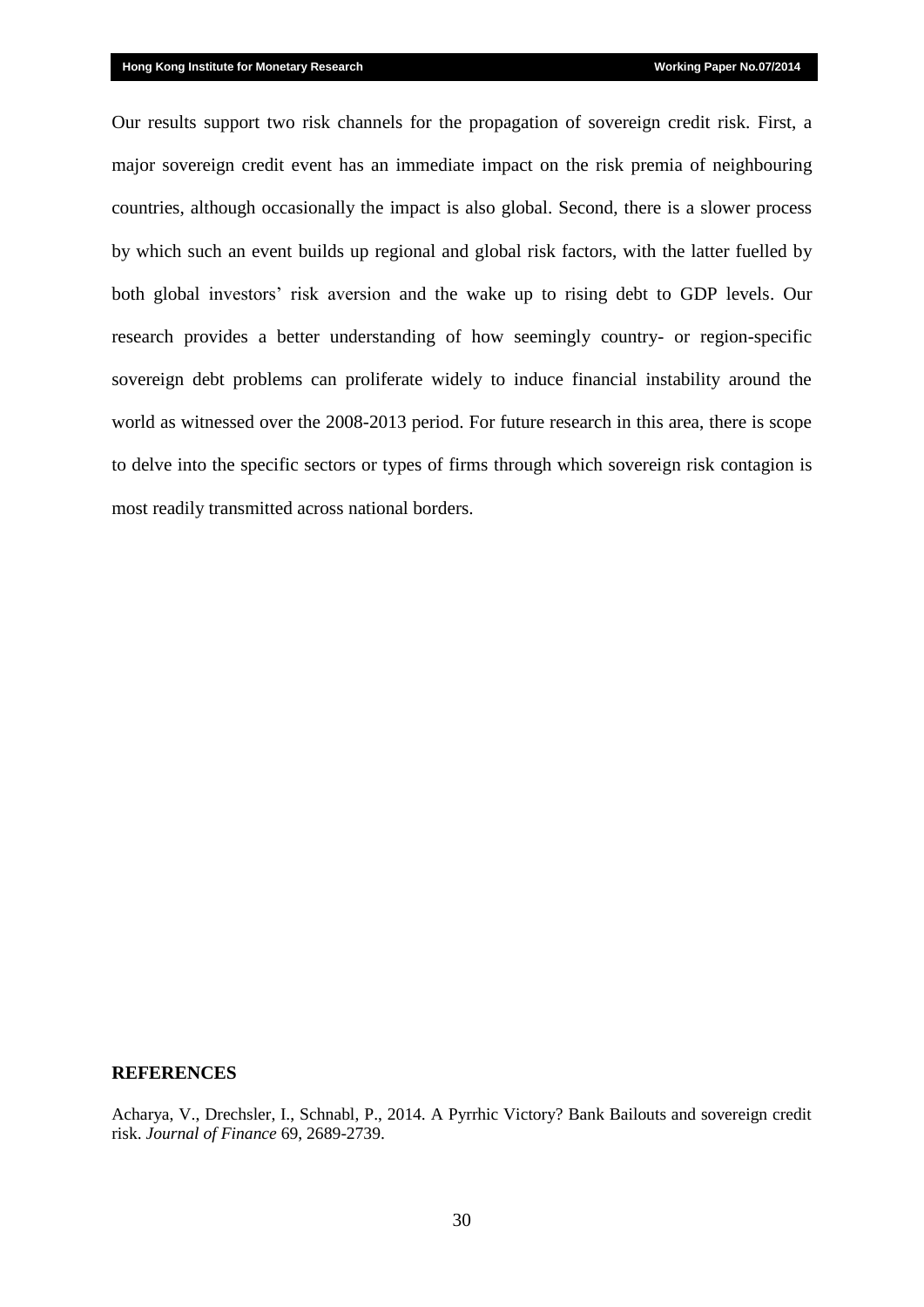Our results support two risk channels for the propagation of sovereign credit risk. First, a major sovereign credit event has an immediate impact on the risk premia of neighbouring countries, although occasionally the impact is also global. Second, there is a slower process by which such an event builds up regional and global risk factors, with the latter fuelled by both global investors' risk aversion and the wake up to rising debt to GDP levels. Our research provides a better understanding of how seemingly country- or region-specific sovereign debt problems can proliferate widely to induce financial instability around the world as witnessed over the 2008-2013 period. For future research in this area, there is scope to delve into the specific sectors or types of firms through which sovereign risk contagion is most readily transmitted across national borders.

## REFERENCES

Acharya, V., Drechsler, I., Schnabl, P., 2014. A Pyrrhic Victory? Bank Bailouts and sovereign credit risk. *Journal of Finance* 69, 2689-2739.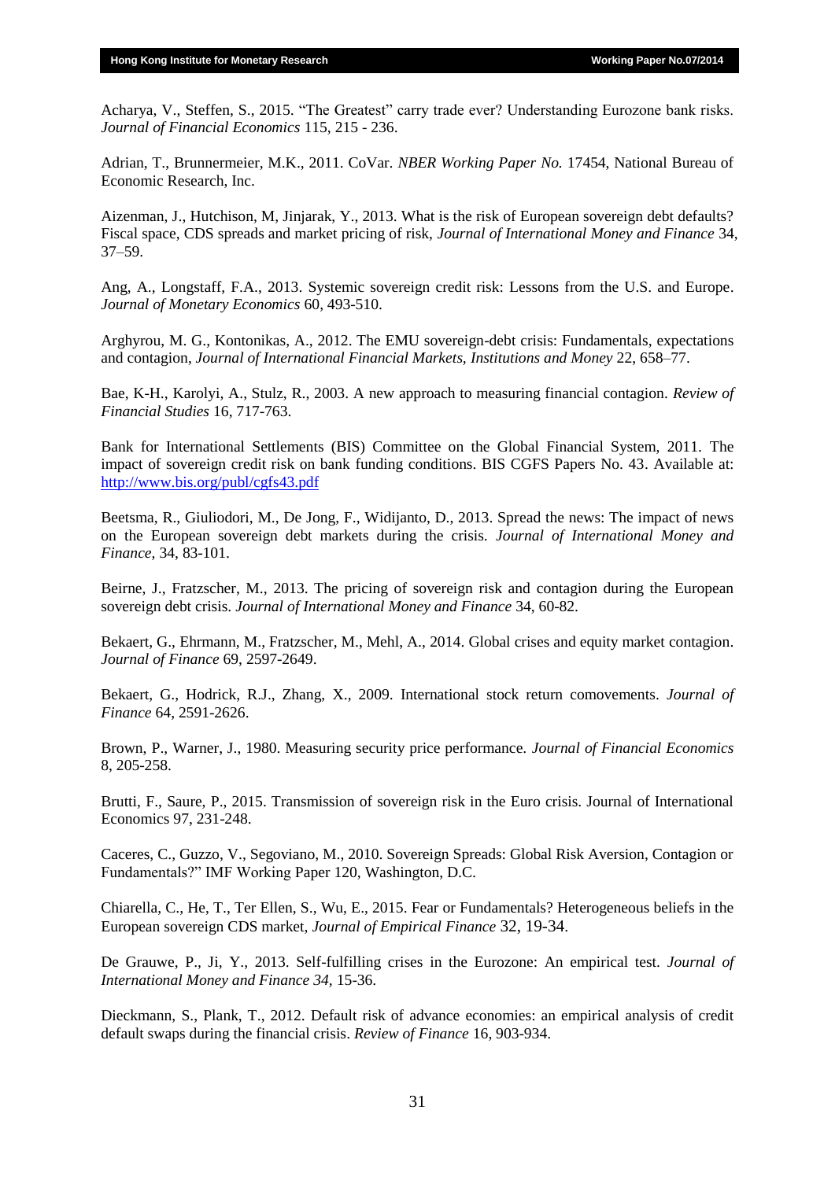Acharya, V., Steffen, S., 2015. "The Greatest" carry trade ever? Understanding Eurozone bank risks. *Journal of Financial Economics* 115, 215 - 236.

Adrian, T., Brunnermeier, M.K., 2011. CoVar. *NBER Working Paper No.* 17454, National Bureau of Economic Research, Inc.

Aizenman, J., Hutchison, M, Jinjarak, Y., 2013. What is the risk of European sovereign debt defaults? Fiscal space, CDS spreads and market pricing of risk, *Journal of International Money and Finance* 34, 37–59.

Ang, A., Longstaff, F.A., 2013. Systemic sovereign credit risk: Lessons from the U.S. and Europe. *Journal of Monetary Economics* 60, 493-510.

Arghyrou, M. G., Kontonikas, A., 2012. The EMU sovereign-debt crisis: Fundamentals, expectations and contagion, *Journal of International Financial Markets, Institutions and Money* 22, 658–77.

Bae, K-H., Karolyi, A., Stulz, R., 2003. A new approach to measuring financial contagion. *Review of Financial Studies* 16, 717-763.

Bank for International Settlements (BIS) Committee on the Global Financial System, 2011. The impact of sovereign credit risk on bank funding conditions. BIS CGFS Papers No. 43. Available at: http://www.bis.org/publ/cgfs43.pdf

Beetsma, R., Giuliodori, M., De Jong, F., Widijanto, D., 2013. Spread the news: The impact of news on the European sovereign debt markets during the crisis. *Journal of International Money and Finance*, 34, 83-101.

Beirne, J., Fratzscher, M., 2013. The pricing of sovereign risk and contagion during the European sovereign debt crisis. *Journal of International Money and Finance* 34, 60-82.

Bekaert, G., Ehrmann, M., Fratzscher, M., Mehl, A., 2014. Global crises and equity market contagion. *Journal of Finance* 69, 2597-2649.

Bekaert, G., Hodrick, R.J., Zhang, X., 2009. International stock return comovements. *Journal of Finance* 64, 2591-2626.

Brown, P., Warner, J., 1980. Measuring security price performance. *Journal of Financial Economics* 8, 205-258.

Brutti, F., Saure, P., 2015. Transmission of sovereign risk in the Euro crisis. Journal of International Economics 97, 231-248.

Caceres, C., Guzzo, V., Segoviano, M., 2010. Sovereign Spreads: Global Risk Aversion, Contagion or Fundamentals?" IMF Working Paper 120, Washington, D.C.

Chiarella, C., He, T., Ter Ellen, S., Wu, E., 2015. Fear or Fundamentals? Heterogeneous beliefs in the European sovereign CDS market, *Journal of Empirical Finance* 32, 19-34.

De Grauwe, P., Ji, Y., 2013. Self-fulfilling crises in the Eurozone: An empirical test. *Journal of International Money and Finance 34*, 15-36.

Dieckmann, S., Plank, T., 2012. Default risk of advance economies: an empirical analysis of credit default swaps during the financial crisis. *Review of Finance* 16, 903-934.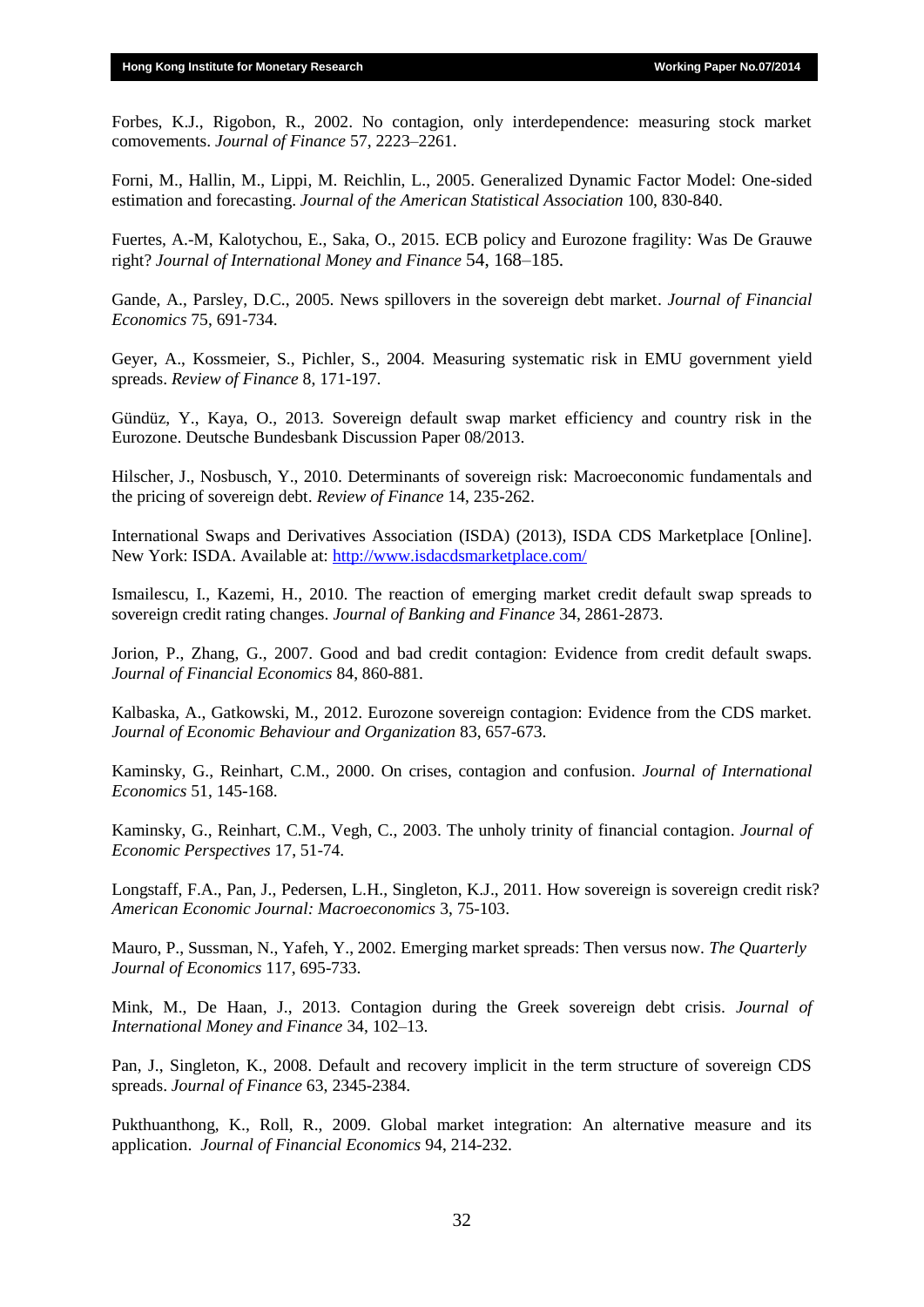Forbes, K.J., Rigobon, R., 2002. No contagion, only interdependence: measuring stock market comovements. *Journal of Finance* 57, 2223–2261.

Forni, M., Hallin, M., Lippi, M. Reichlin, L., 2005. Generalized Dynamic Factor Model: One-sided estimation and forecasting. *Journal of the American Statistical Association* 100, 830-840.

Fuertes, A.-M, Kalotychou, E., Saka, O., 2015. ECB policy and Eurozone fragility: Was De Grauwe right? *Journal of International Money and Finance* 54, 168–185.

Gande, A., Parsley, D.C., 2005. News spillovers in the sovereign debt market. *Journal of Financial Economics* 75, 691-734.

Geyer, A., Kossmeier, S., Pichler, S., 2004. Measuring systematic risk in EMU government yield spreads. *Review of Finance* 8, 171-197.

Gündüz, Y., Kaya, O., 2013. Sovereign default swap market efficiency and country risk in the Eurozone. Deutsche Bundesbank Discussion Paper 08/2013.

Hilscher, J., Nosbusch, Y., 2010. Determinants of sovereign risk: Macroeconomic fundamentals and the pricing of sovereign debt. *Review of Finance* 14, 235-262.

International Swaps and Derivatives Association (ISDA) (2013), ISDA CDS Marketplace [Online]. New York: ISDA. Available at: http://www.isdacdsmarketplace.com/

Ismailescu, I., Kazemi, H., 2010. The reaction of emerging market credit default swap spreads to sovereign credit rating changes. *Journal of Banking and Finance* 34, 2861-2873.

Jorion, P., Zhang, G., 2007. Good and bad credit contagion: Evidence from credit default swaps. *Journal of Financial Economics* 84, 860-881.

Kalbaska, A., Gatkowski, M., 2012. Eurozone sovereign contagion: Evidence from the CDS market. *Journal of Economic Behaviour and Organization* 83, 657-673.

Kaminsky, G., Reinhart, C.M., 2000. On crises, contagion and confusion. *Journal of International Economics* 51, 145-168.

Kaminsky, G., Reinhart, C.M., Vegh, C., 2003. The unholy trinity of financial contagion. *Journal of Economic Perspectives* 17, 51-74.

Longstaff, F.A., Pan, J., Pedersen, L.H., Singleton, K.J., 2011. How sovereign is sovereign credit risk? *American Economic Journal: Macroeconomics* 3, 75-103.

Mauro, P., Sussman, N., Yafeh, Y., 2002. Emerging market spreads: Then versus now. *The Quarterly Journal of Economics* 117, 695-733.

Mink, M., De Haan, J., 2013. Contagion during the Greek sovereign debt crisis. *Journal of International Money and Finance* 34, 102–13.

Pan, J., Singleton, K., 2008. Default and recovery implicit in the term structure of sovereign CDS spreads. *Journal of Finance* 63, 2345-2384.

Pukthuanthong, K., Roll, R., 2009. Global market integration: An alternative measure and its application. *Journal of Financial Economics* 94, 214-232.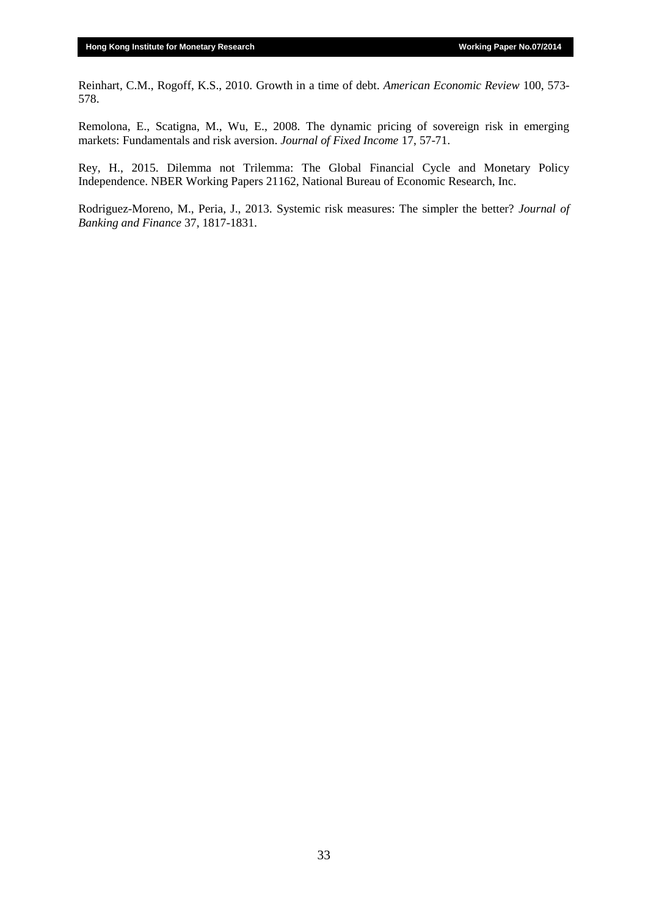Reinhart, C.M., Rogoff, K.S., 2010. Growth in a time of debt. *American Economic Review* 100, 573-578.

Remolona, E., Scatigna, M., Wu, E., 2008. The dynamic pricing of sovereign risk in emerging markets: Fundamentals and risk aversion. *Journal of Fixed Income* 17, 57-71.

Rey, H., 2015. Dilemma not Trilemma: The Global Financial Cycle and Monetary Policy Independence. NBER Working Papers 21162, National Bureau of Economic Research, Inc.

Rodriguez-Moreno, M., Peria, J., 2013. Systemic risk measures: The simpler the better? *Journal of Banking and Finance* 37, 1817-1831.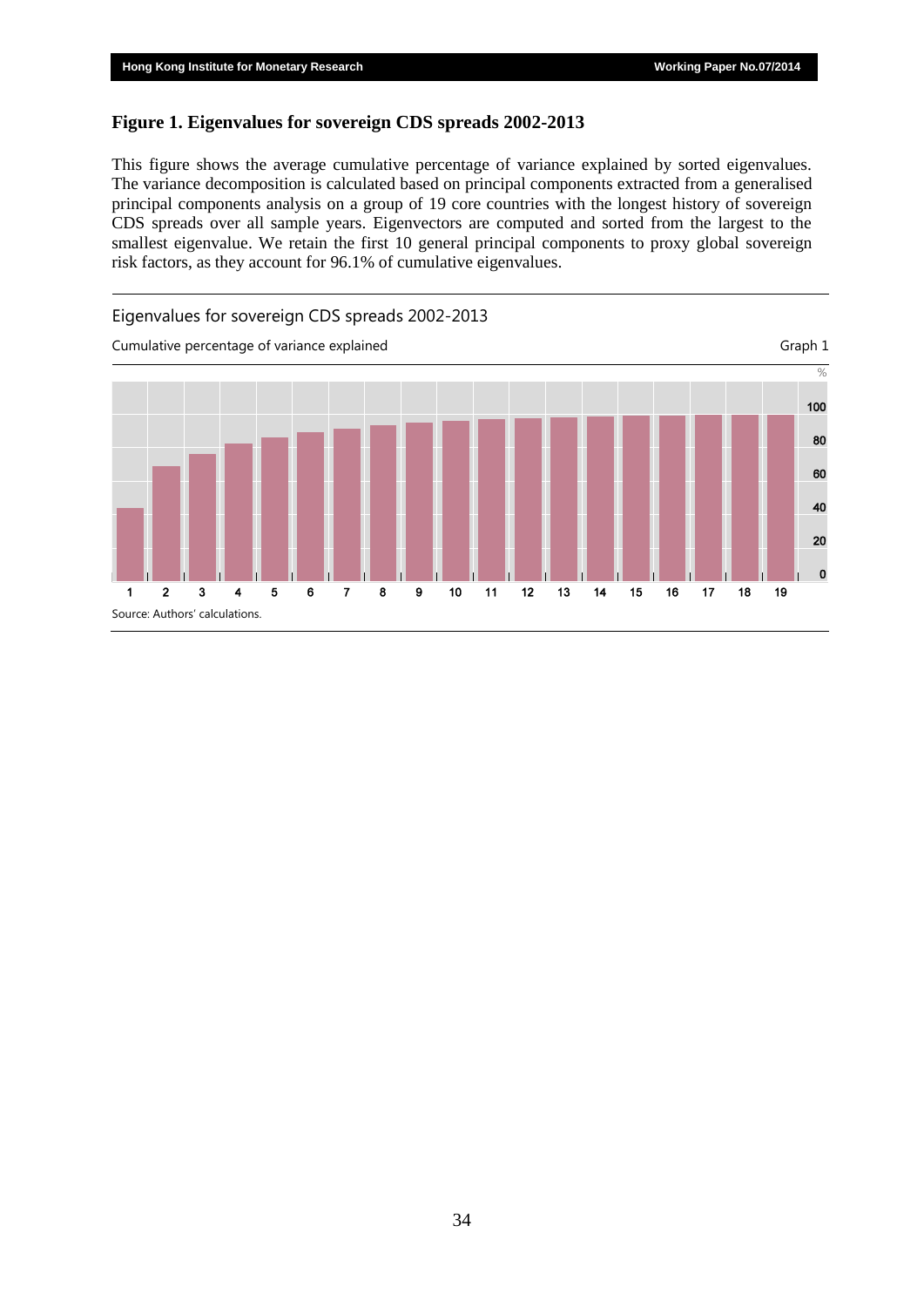## Figure 1. Eigenvalues for sovereign CDS spreads 2002-2013

This figure shows the average cumulative percentage of variance explained by sorted eigenvalues. The variance decomposition is calculated based on principal components extracted from a generalised principal components analysis on a group of 19 core countries with the longest history of sovereign CDS spreads over all sample years. Eigenvectors are computed and sorted from the largest to the smallest eigenvalue. We retain the first 10 general principal components to proxy global sovereign risk factors, as they account for 96.1% of cumulative eigenvalues.

Eigenvalues for sovereign CDS spreads 2002-2013

Cumulative percentage of variance explained

Graph 1

%

100

80

60

40

20

0

1 2 3 4 5 6 7 8 9 10 11 12 13 14 15 16 17 18 19

Source: Authors' calculations.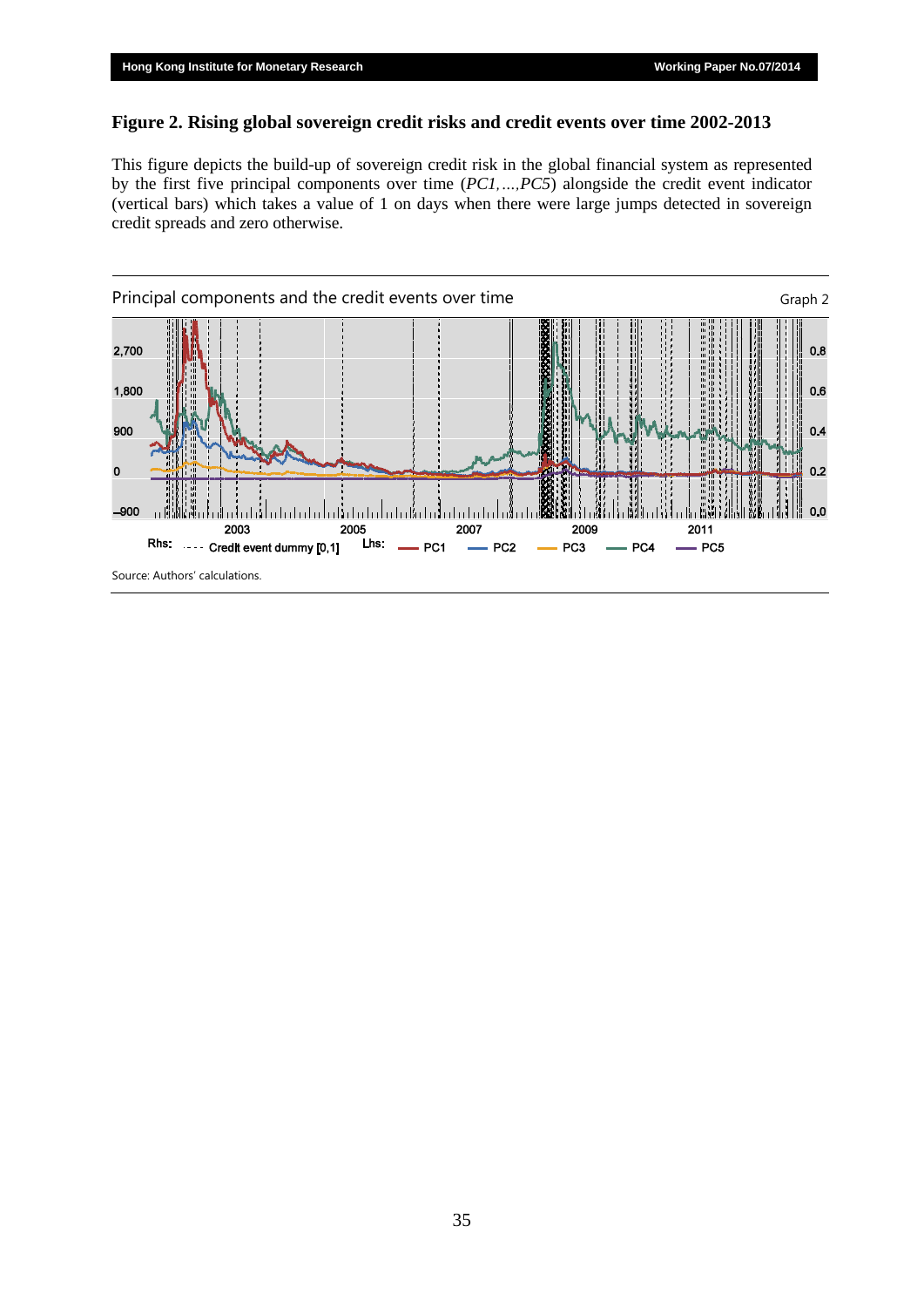**Figure 2. Rising global sovereign credit risks and credit events over time 2002-2013**

This figure depicts the build-up of sovereign credit risk in the global financial system as represented by the first five principal components over time (*PC1,…,PC5*) alongside the credit event indicator (vertical bars) which takes a value of 1 on days when there were large jumps detected in sovereign credit spreads and zero otherwise.

Principal components and the credit events over time

Graph 2

Rhs: Credit event dummy [0,1] Lhs: PC1 PC2 PC3 PC4 PC5

Source: Authors' calculations.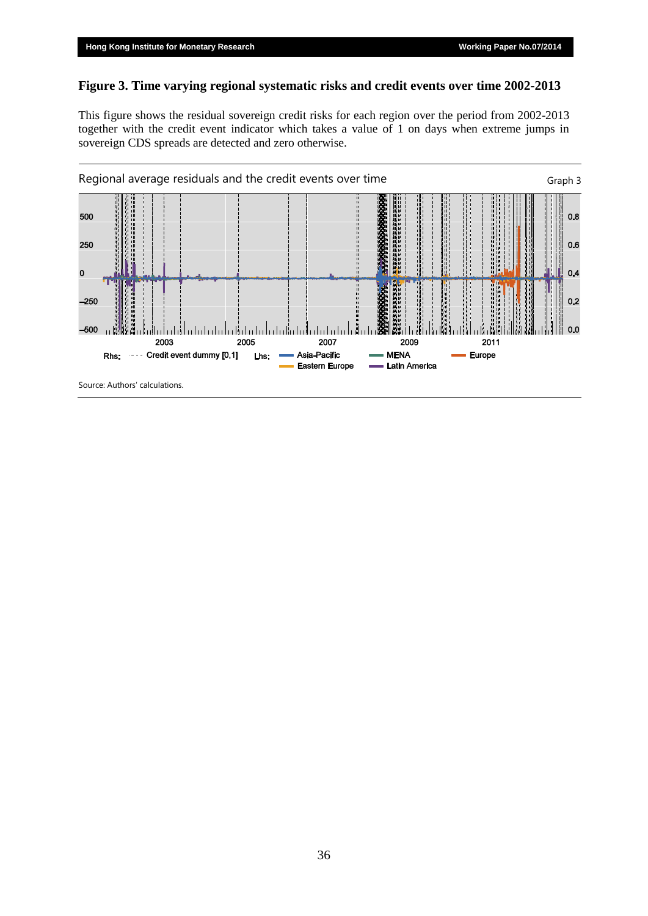## Figure 3. Time varying regional systematic risks and credit events over time 2002-2013

This figure shows the residual sovereign credit risks for each region over the period from 2002-2013 together with the credit event indicator which takes a value of 1 on days when extreme jumps in sovereign CDS spreads are detected and zero otherwise.

Regional average residuals and the credit events over time

Graph 3

Rhs: Credit event dummy [0,1] Lhs: Asia-Pacific, MENA, Europe, Eastern Europe, Latin America

Source: Authors' calculations.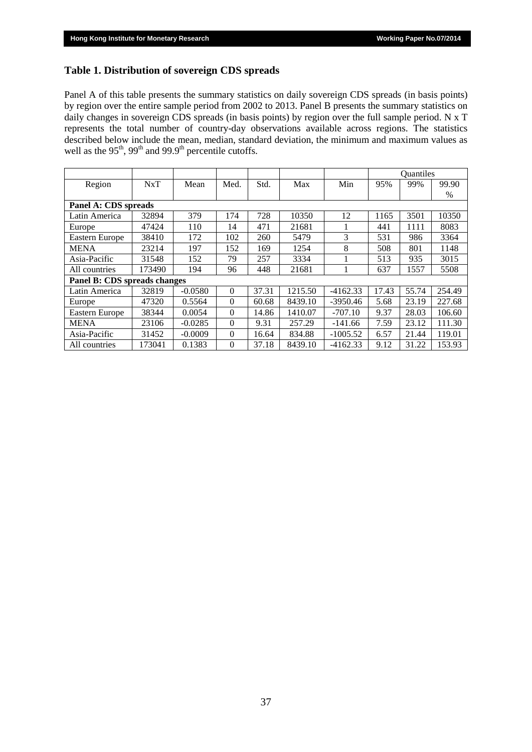## Table 1. Distribution of sovereign CDS spreads

Panel A of this table presents the summary statistics on daily sovereign CDS spreads (in basis points) by region over the entire sample period from 2002 to 2013. Panel B presents the summary statistics on daily changes in sovereign CDS spreads (in basis points) by region over the full sample period. N x T represents the total number of country-day observations available across regions. The statistics described below include the mean, median, standard deviation, the minimum and maximum values as well as the 95th, 99th and 99.9th percentile cutoffs.

| | | | | | | | Quantiles | | |
|---|---|---|---|---|---|---|---|---|---|
| Region | NxT | Mean | Med. | Std. | Max | Min | 95% | 99% | 99.90 % |
| **Panel A: CDS spreads** | | | | | | | | | |
| Latin America | 32894 | 379 | 174 | 728 | 10350 | 12 | 1165 | 3501 | 10350 |
| Europe | 47424 | 110 | 14 | 471 | 21681 | 1 | 441 | 1111 | 8083 |
| Eastern Europe | 38410 | 172 | 102 | 260 | 5479 | 3 | 531 | 986 | 3364 |
| MENA | 23214 | 197 | 152 | 169 | 1254 | 8 | 508 | 801 | 1148 |
| Asia-Pacific | 31548 | 152 | 79 | 257 | 3334 | 1 | 513 | 935 | 3015 |
| All countries | 173490 | 194 | 96 | 448 | 21681 | 1 | 637 | 1557 | 5508 |
| **Panel B: CDS spreads changes** | | | | | | | | | |
| Latin America | 32819 | -0.0580 | 0 | 37.31 | 1215.50 | -4162.33 | 17.43 | 55.74 | 254.49 |
| Europe | 47320 | 0.5564 | 0 | 60.68 | 8439.10 | -3950.46 | 5.68 | 23.19 | 227.68 |
| Eastern Europe | 38344 | 0.0054 | 0 | 14.86 | 1410.07 | -707.10 | 9.37 | 28.03 | 106.60 |
| MENA | 23106 | -0.0285 | 0 | 9.31 | 257.29 | -141.66 | 7.59 | 23.12 | 111.30 |
| Asia-Pacific | 31452 | -0.0009 | 0 | 16.64 | 834.88 | -1005.52 | 6.57 | 21.44 | 119.01 |
| All countries | 173041 | 0.1383 | 0 | 37.18 | 8439.10 | -4162.33 | 9.12 | 31.22 | 153.93 |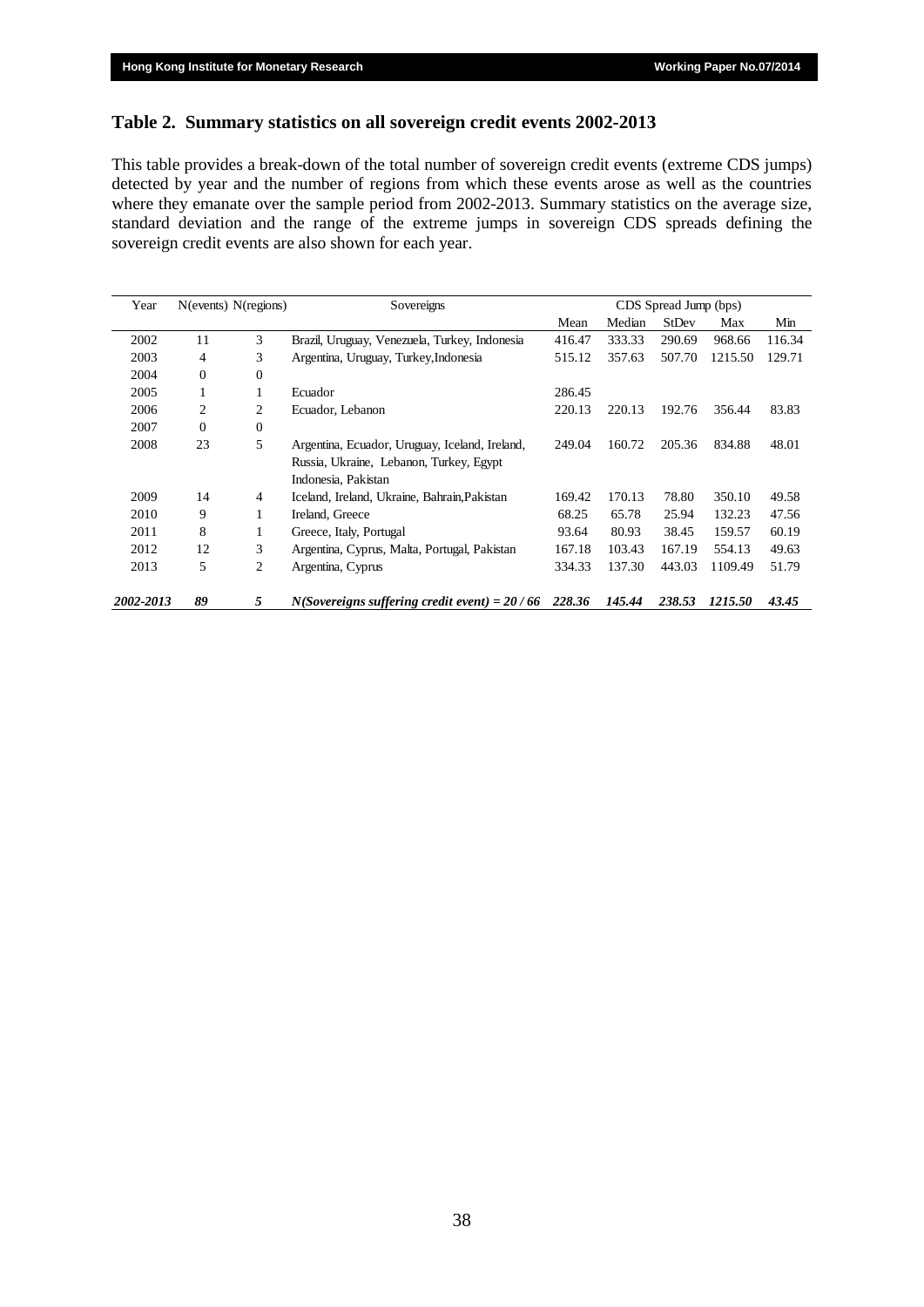### Table 2. Summary statistics on all sovereign credit events 2002-2013

This table provides a break-down of the total number of sovereign credit events (extreme CDS jumps) detected by year and the number of regions from which these events arose as well as the countries where they emanate over the sample period from 2002-2013. Summary statistics on the average size, standard deviation and the range of the extreme jumps in sovereign CDS spreads defining the sovereign credit events are also shown for each year.

| Year | N(events) | N(regions) | Sovereigns | CDS Spread Jump (bps) | | | | |
|---|---|---|---|---|---|---|---|---|
| | | | | Mean | Median | StDev | Max | Min |
| 2002 | 11 | 3 | Brazil, Uruguay, Venezuela, Turkey, Indonesia | 416.47 | 333.33 | 290.69 | 968.66 | 116.34 |
| 2003 | 4 | 3 | Argentina, Uruguay, Turkey,Indonesia | 515.12 | 357.63 | 507.70 | 1215.50 | 129.71 |
| 2004 | 0 | 0 | | | | | | |
| 2005 | 1 | 1 | Ecuador | 286.45 | | | | |
| 2006 | 2 | 2 | Ecuador, Lebanon | 220.13 | 220.13 | 192.76 | 356.44 | 83.83 |
| 2007 | 0 | 0 | | | | | | |
| 2008 | 23 | 5 | Argentina, Ecuador, Uruguay, Iceland, Ireland, Russia, Ukraine, Lebanon, Turkey, Egypt Indonesia, Pakistan | 249.04 | 160.72 | 205.36 | 834.88 | 48.01 |
| 2009 | 14 | 4 | Iceland, Ireland, Ukraine, Bahrain,Pakistan | 169.42 | 170.13 | 78.80 | 350.10 | 49.58 |
| 2010 | 9 | 1 | Ireland, Greece | 68.25 | 65.78 | 25.94 | 132.23 | 47.56 |
| 2011 | 8 | 1 | Greece, Italy, Portugal | 93.64 | 80.93 | 38.45 | 159.57 | 60.19 |
| 2012 | 12 | 3 | Argentina, Cyprus, Malta, Portugal, Pakistan | 167.18 | 103.43 | 167.19 | 554.13 | 49.63 |
| 2013 | 5 | 2 | Argentina, Cyprus | 334.33 | 137.30 | 443.03 | 1109.49 | 51.79 |
| ***2002-2013*** | ***89*** | ***5*** | ***N(Sovereigns suffering credit event) = 20 / 66*** | ***228.36*** | ***145.44*** | ***238.53*** | ***1215.50*** | ***43.45*** |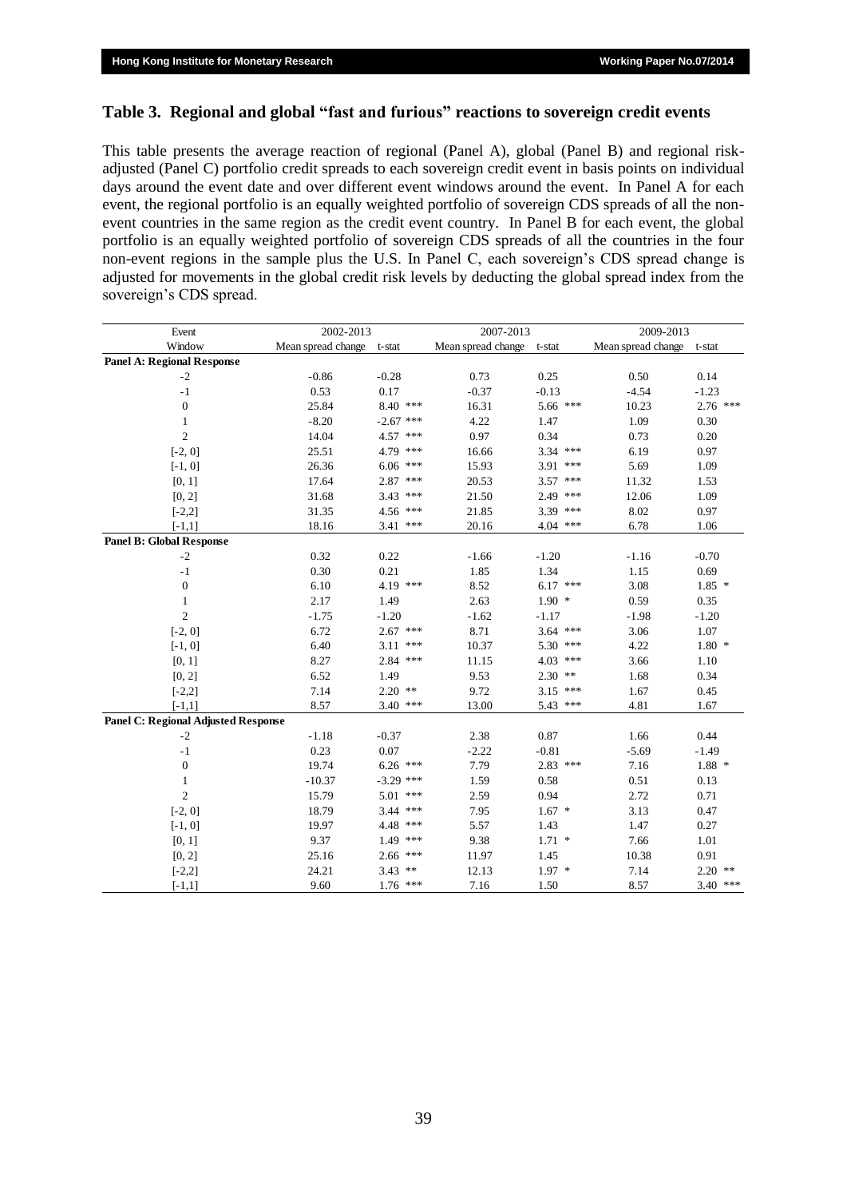### Table 3. Regional and global "fast and furious" reactions to sovereign credit events

This table presents the average reaction of regional (Panel A), global (Panel B) and regional risk-adjusted (Panel C) portfolio credit spreads to each sovereign credit event in basis points on individual days around the event date and over different event windows around the event. In Panel A for each event, the regional portfolio is an equally weighted portfolio of sovereign CDS spreads of all the non-event countries in the same region as the credit event country. In Panel B for each event, the global portfolio is an equally weighted portfolio of sovereign CDS spreads of all the countries in the four non-event regions in the sample plus the U.S. In Panel C, each sovereign's CDS spread change is adjusted for movements in the global credit risk levels by deducting the global spread index from the sovereign's CDS spread.

| Event | 2002-2013 | | 2007-2013 | | 2009-2013 | |
|---|---|---|---|---|---|---|
| Window | Mean spread change | t-stat | Mean spread change | t-stat | Mean spread change | t-stat |
| **Panel A: Regional Response** | | | | | | |
| -2 | -0.86 | -0.28 | 0.73 | 0.25 | 0.50 | 0.14 |
| -1 | 0.53 | 0.17 | -0.37 | -0.13 | -4.54 | -1.23 |
| 0 | 25.84 | 8.40 *** | 16.31 | 5.66 *** | 10.23 | 2.76 *** |
| 1 | -8.20 | -2.67 *** | 4.22 | 1.47 | 1.09 | 0.30 |
| 2 | 14.04 | 4.57 *** | 0.97 | 0.34 | 0.73 | 0.20 |
| [-2, 0] | 25.51 | 4.79 *** | 16.66 | 3.34 *** | 6.19 | 0.97 |
| [-1, 0] | 26.36 | 6.06 *** | 15.93 | 3.91 *** | 5.69 | 1.09 |
| [0, 1] | 17.64 | 2.87 *** | 20.53 | 3.57 *** | 11.32 | 1.53 |
| [0, 2] | 31.68 | 3.43 *** | 21.50 | 2.49 *** | 12.06 | 1.09 |
| [-2,2] | 31.35 | 4.56 *** | 21.85 | 3.39 *** | 8.02 | 0.97 |
| [-1,1] | 18.16 | 3.41 *** | 20.16 | 4.04 *** | 6.78 | 1.06 |
| **Panel B: Global Response** | | | | | | |
| -2 | 0.32 | 0.22 | -1.66 | -1.20 | -1.16 | -0.70 |
| -1 | 0.30 | 0.21 | 1.85 | 1.34 | 1.15 | 0.69 |
| 0 | 6.10 | 4.19 *** | 8.52 | 6.17 *** | 3.08 | 1.85 * |
| 1 | 2.17 | 1.49 | 2.63 | 1.90 * | 0.59 | 0.35 |
| 2 | -1.75 | -1.20 | -1.62 | -1.17 | -1.98 | -1.20 |
| [-2, 0] | 6.72 | 2.67 *** | 8.71 | 3.64 *** | 3.06 | 1.07 |
| [-1, 0] | 6.40 | 3.11 *** | 10.37 | 5.30 *** | 4.22 | 1.80 * |
| [0, 1] | 8.27 | 2.84 *** | 11.15 | 4.03 *** | 3.66 | 1.10 |
| [0, 2] | 6.52 | 1.49 | 9.53 | 2.30 ** | 1.68 | 0.34 |
| [-2,2] | 7.14 | 2.20 ** | 9.72 | 3.15 *** | 1.67 | 0.45 |
| [-1,1] | 8.57 | 3.40 *** | 13.00 | 5.43 *** | 4.81 | 1.67 |
| **Panel C: Regional Adjusted Response** | | | | | | |
| -2 | -1.18 | -0.37 | 2.38 | 0.87 | 1.66 | 0.44 |
| -1 | 0.23 | 0.07 | -2.22 | -0.81 | -5.69 | -1.49 |
| 0 | 19.74 | 6.26 *** | 7.79 | 2.83 *** | 7.16 | 1.88 * |
| 1 | -10.37 | -3.29 *** | 1.59 | 0.58 | 0.51 | 0.13 |
| 2 | 15.79 | 5.01 *** | 2.59 | 0.94 | 2.72 | 0.71 |
| [-2, 0] | 18.79 | 3.44 *** | 7.95 | 1.67 * | 3.13 | 0.47 |
| [-1, 0] | 19.97 | 4.48 *** | 5.57 | 1.43 | 1.47 | 0.27 |
| [0, 1] | 9.37 | 1.49 *** | 9.38 | 1.71 * | 7.66 | 1.01 |
| [0, 2] | 25.16 | 2.66 *** | 11.97 | 1.45 | 10.38 | 0.91 |
| [-2,2] | 24.21 | 3.43 ** | 12.13 | 1.97 * | 7.14 | 2.20 ** |
| [-1,1] | 9.60 | 1.76 *** | 7.16 | 1.50 | 8.57 | 3.40 *** |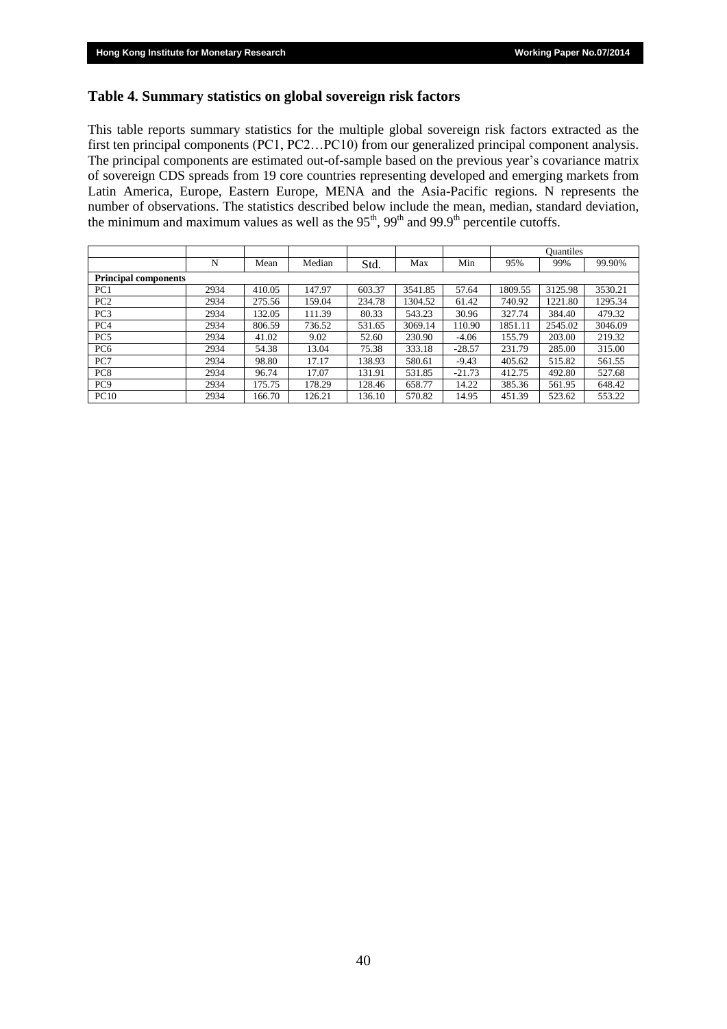## Table 4. Summary statistics on global sovereign risk factors

This table reports summary statistics for the multiple global sovereign risk factors extracted as the first ten principal components (PC1, PC2…PC10) from our generalized principal component analysis. The principal components are estimated out-of-sample based on the previous year's covariance matrix of sovereign CDS spreads from 19 core countries representing developed and emerging markets from Latin America, Europe, Eastern Europe, MENA and the Asia-Pacific regions. N represents the number of observations. The statistics described below include the mean, median, standard deviation, the minimum and maximum values as well as the 95th, 99th and 99.9th percentile cutoffs.

| | | | | | | | Quantiles | | |
|---|---|---|---|---|---|---|---|---|---|
| | N | Mean | Median | Std. | Max | Min | 95% | 99% | 99.90% |
| **Principal components** | | | | | | | | | |
| PC1 | 2934 | 410.05 | 147.97 | 603.37 | 3541.85 | 57.64 | 1809.55 | 3125.98 | 3530.21 |
| PC2 | 2934 | 275.56 | 159.04 | 234.78 | 1304.52 | 61.42 | 740.92 | 1221.80 | 1295.34 |
| PC3 | 2934 | 132.05 | 111.39 | 80.33 | 543.23 | 30.96 | 327.74 | 384.40 | 479.32 |
| PC4 | 2934 | 806.59 | 736.52 | 531.65 | 3069.14 | 110.90 | 1851.11 | 2545.02 | 3046.09 |
| PC5 | 2934 | 41.02 | 9.02 | 52.60 | 230.90 | -4.06 | 155.79 | 203.00 | 219.32 |
| PC6 | 2934 | 54.38 | 13.04 | 75.38 | 333.18 | -28.57 | 231.79 | 285.00 | 315.00 |
| PC7 | 2934 | 98.80 | 17.17 | 138.93 | 580.61 | -9.43 | 405.62 | 515.82 | 561.55 |
| PC8 | 2934 | 96.74 | 17.07 | 131.91 | 531.85 | -21.73 | 412.75 | 492.80 | 527.68 |
| PC9 | 2934 | 175.75 | 178.29 | 128.46 | 658.77 | 14.22 | 385.36 | 561.95 | 648.42 |
| PC10 | 2934 | 166.70 | 126.21 | 136.10 | 570.82 | 14.95 | 451.39 | 523.62 | 553.22 |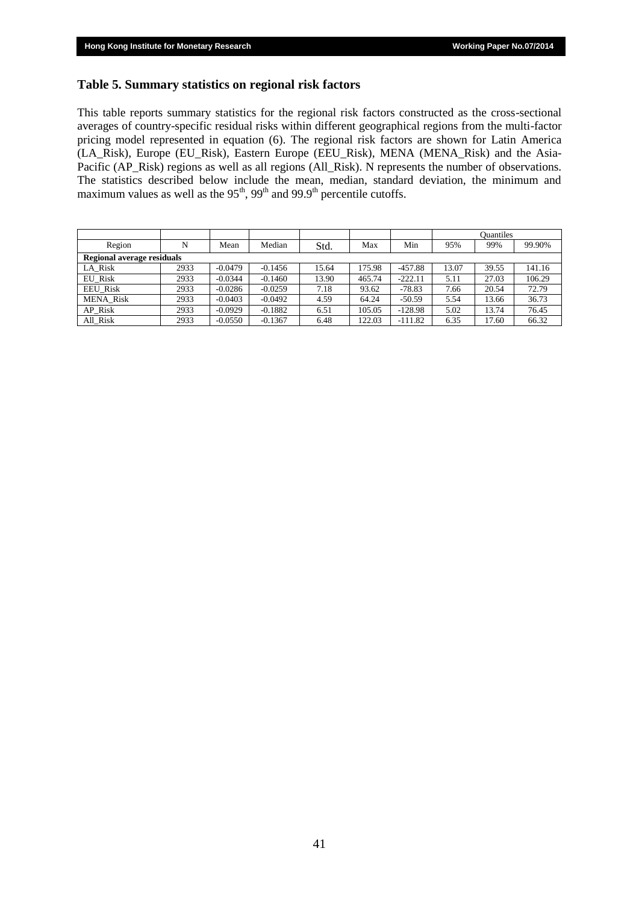## Table 5. Summary statistics on regional risk factors

This table reports summary statistics for the regional risk factors constructed as the cross-sectional averages of country-specific residual risks within different geographical regions from the multi-factor pricing model represented in equation (6). The regional risk factors are shown for Latin America (LA_Risk), Europe (EU_Risk), Eastern Europe (EEU_Risk), MENA (MENA_Risk) and the Asia-Pacific (AP_Risk) regions as well as all regions (All_Risk). N represents the number of observations. The statistics described below include the mean, median, standard deviation, the minimum and maximum values as well as the 95th, 99th and 99.9th percentile cutoffs.

| | | | | | | | Quantiles | | |
|---|---|---|---|---|---|---|---|---|---|
| Region | N | Mean | Median | Std. | Max | Min | 95% | 99% | 99.90% |
| **Regional average residuals** | | | | | | | | | |
| LA_Risk | 2933 | -0.0479 | -0.1456 | 15.64 | 175.98 | -457.88 | 13.07 | 39.55 | 141.16 |
| EU_Risk | 2933 | -0.0344 | -0.1460 | 13.90 | 465.74 | -222.11 | 5.11 | 27.03 | 106.29 |
| EEU_Risk | 2933 | -0.0286 | -0.0259 | 7.18 | 93.62 | -78.83 | 7.66 | 20.54 | 72.79 |
| MENA_Risk | 2933 | -0.0403 | -0.0492 | 4.59 | 64.24 | -50.59 | 5.54 | 13.66 | 36.73 |
| AP_Risk | 2933 | -0.0929 | -0.1882 | 6.51 | 105.05 | -128.98 | 5.02 | 13.74 | 76.45 |
| All_Risk | 2933 | -0.0550 | -0.1367 | 6.48 | 122.03 | -111.82 | 6.35 | 17.60 | 66.32 |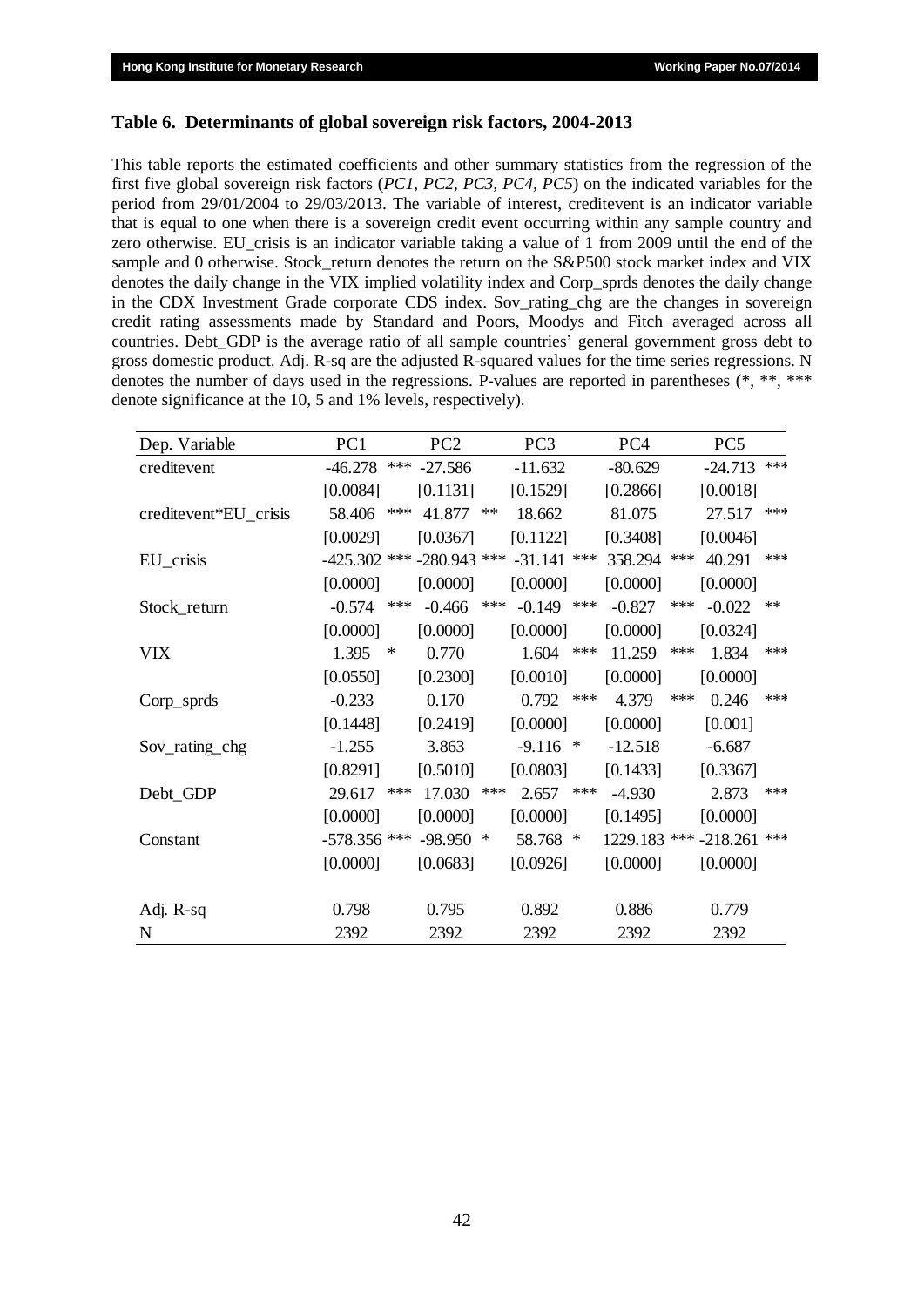## Table 6. Determinants of global sovereign risk factors, 2004-2013

This table reports the estimated coefficients and other summary statistics from the regression of the first five global sovereign risk factors (*PC1, PC2, PC3, PC4, PC5*) on the indicated variables for the period from 29/01/2004 to 29/03/2013. The variable of interest, creditevent is an indicator variable that is equal to one when there is a sovereign credit event occurring within any sample country and zero otherwise. EU_crisis is an indicator variable taking a value of 1 from 2009 until the end of the sample and 0 otherwise. Stock_return denotes the return on the S&P500 stock market index and VIX denotes the daily change in the VIX implied volatility index and Corp_sprds denotes the daily change in the CDX Investment Grade corporate CDS index. Sov_rating_chg are the changes in sovereign credit rating assessments made by Standard and Poors, Moodys and Fitch averaged across all countries. Debt_GDP is the average ratio of all sample countries' general government gross debt to gross domestic product. Adj. R-sq are the adjusted R-squared values for the time series regressions. N denotes the number of days used in the regressions. P-values are reported in parentheses (*, **, *** denote significance at the 10, 5 and 1% levels, respectively).

| Dep. Variable | PC1 | | PC2 | | PC3 | | PC4 | | PC5 | |
|---|---|---|---|---|---|---|---|---|---|---|
| creditevent | -46.278 | *** | -27.586 | | -11.632 | | -80.629 | | -24.713 | *** |
| | [0.0084] | | [0.1131] | | [0.1529] | | [0.2866] | | [0.0018] | |
| creditevent*EU_crisis | 58.406 | *** | 41.877 | ** | 18.662 | | 81.075 | | 27.517 | *** |
| | [0.0029] | | [0.0367] | | [0.1122] | | [0.3408] | | [0.0046] | |
| EU_crisis | -425.302 | *** | -280.943 | *** | -31.141 | *** | 358.294 | *** | 40.291 | *** |
| | [0.0000] | | [0.0000] | | [0.0000] | | [0.0000] | | [0.0000] | |
| Stock_return | -0.574 | *** | -0.466 | *** | -0.149 | *** | -0.827 | *** | -0.022 | ** |
| | [0.0000] | | [0.0000] | | [0.0000] | | [0.0000] | | [0.0324] | |
| VIX | 1.395 | * | 0.770 | | 1.604 | *** | 11.259 | *** | 1.834 | *** |
| | [0.0550] | | [0.2300] | | [0.0010] | | [0.0000] | | [0.0000] | |
| Corp_sprds | -0.233 | | 0.170 | | 0.792 | *** | 4.379 | *** | 0.246 | *** |
| | [0.1448] | | [0.2419] | | [0.0000] | | [0.0000] | | [0.001] | |
| Sov_rating_chg | -1.255 | | 3.863 | | -9.116 | * | -12.518 | | -6.687 | |
| | [0.8291] | | [0.5010] | | [0.0803] | | [0.1433] | | [0.3367] | |
| Debt_GDP | 29.617 | *** | 17.030 | *** | 2.657 | *** | -4.930 | | 2.873 | *** |
| | [0.0000] | | [0.0000] | | [0.0000] | | [0.1495] | | [0.0000] | |
| Constant | -578.356 | *** | -98.950 | * | 58.768 | * | 1229.183 | *** | -218.261 | *** |
| | [0.0000] | | [0.0683] | | [0.0926] | | [0.0000] | | [0.0000] | |
| Adj. R-sq | 0.798 | | 0.795 | | 0.892 | | 0.886 | | 0.779 | |
| N | 2392 | | 2392 | | 2392 | | 2392 | | 2392 | |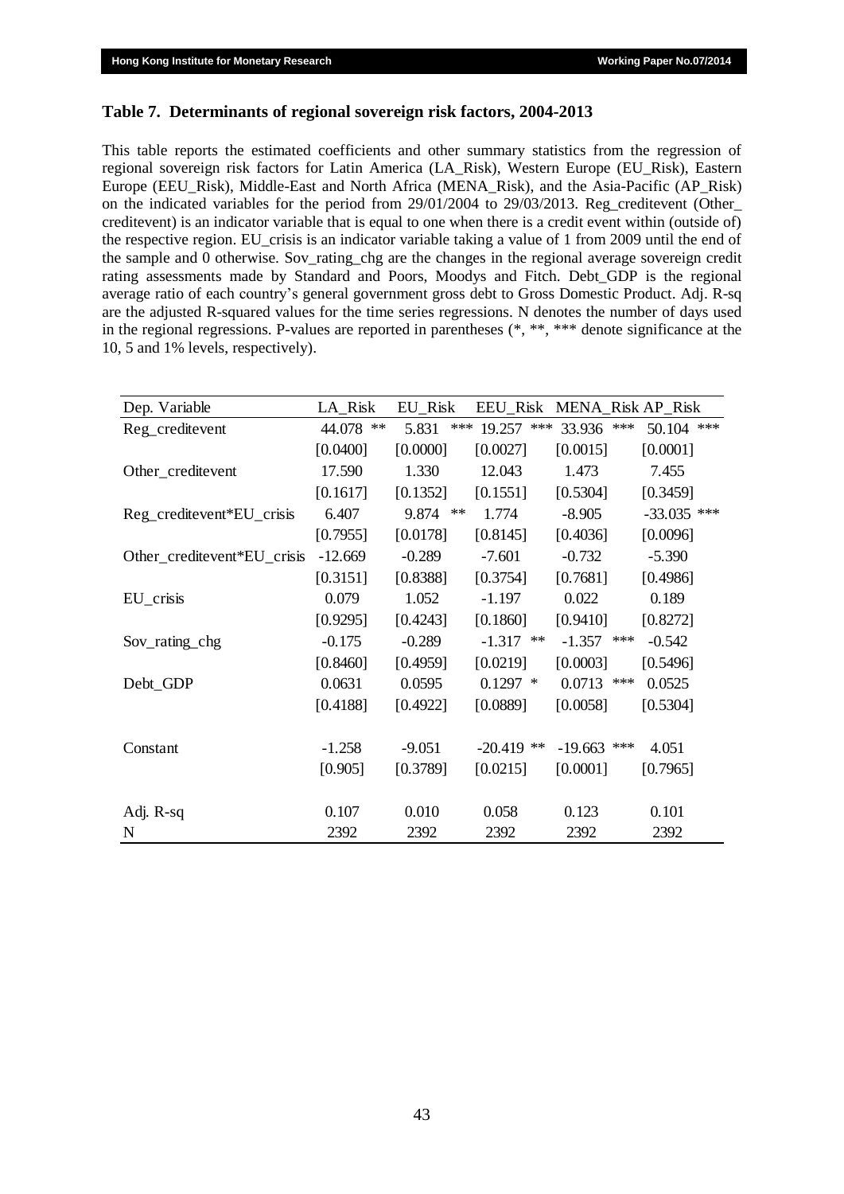### Table 7. Determinants of regional sovereign risk factors, 2004-2013

This table reports the estimated coefficients and other summary statistics from the regression of regional sovereign risk factors for Latin America (LA_Risk), Western Europe (EU_Risk), Eastern Europe (EEU_Risk), Middle-East and North Africa (MENA_Risk), and the Asia-Pacific (AP_Risk) on the indicated variables for the period from 29/01/2004 to 29/03/2013. Reg_creditevent (Other_ creditevent) is an indicator variable that is equal to one when there is a credit event within (outside of) the respective region. EU_crisis is an indicator variable taking a value of 1 from 2009 until the end of the sample and 0 otherwise. Sov_rating_chg are the changes in the regional average sovereign credit rating assessments made by Standard and Poors, Moodys and Fitch. Debt_GDP is the regional average ratio of each country's general government gross debt to Gross Domestic Product. Adj. R-sq are the adjusted R-squared values for the time series regressions. N denotes the number of days used in the regional regressions. P-values are reported in parentheses (*, **, *** denote significance at the 10, 5 and 1% levels, respectively).

| Dep. Variable | LA_Risk | EU_Risk | EEU_Risk | MENA_Risk | AP_Risk |
|---|---|---|---|---|---|
| Reg_creditevent | 44.078 ** | 5.831 *** | 19.257 *** | 33.936 *** | 50.104 *** |
| | [0.0400] | [0.0000] | [0.0027] | [0.0015] | [0.0001] |
| Other_creditevent | 17.590 | 1.330 | 12.043 | 1.473 | 7.455 |
| | [0.1617] | [0.1352] | [0.1551] | [0.5304] | [0.3459] |
| Reg_creditevent*EU_crisis | 6.407 | 9.874 ** | 1.774 | -8.905 | -33.035 *** |
| | [0.7955] | [0.0178] | [0.8145] | [0.4036] | [0.0096] |
| Other_creditevent*EU_crisis | -12.669 | -0.289 | -7.601 | -0.732 | -5.390 |
| | [0.3151] | [0.8388] | [0.3754] | [0.7681] | [0.4986] |
| EU_crisis | 0.079 | 1.052 | -1.197 | 0.022 | 0.189 |
| | [0.9295] | [0.4243] | [0.1860] | [0.9410] | [0.8272] |
| Sov_rating_chg | -0.175 | -0.289 | -1.317 ** | -1.357 *** | -0.542 |
| | [0.8460] | [0.4959] | [0.0219] | [0.0003] | [0.5496] |
| Debt_GDP | 0.0631 | 0.0595 | 0.1297 * | 0.0713 *** | 0.0525 |
| | [0.4188] | [0.4922] | [0.0889] | [0.0058] | [0.5304] |
| Constant | -1.258 | -9.051 | -20.419 ** | -19.663 *** | 4.051 |
| | [0.905] | [0.3789] | [0.0215] | [0.0001] | [0.7965] |
| Adj. R-sq | 0.107 | 0.010 | 0.058 | 0.123 | 0.101 |
| N | 2392 | 2392 | 2392 | 2392 | 2392 |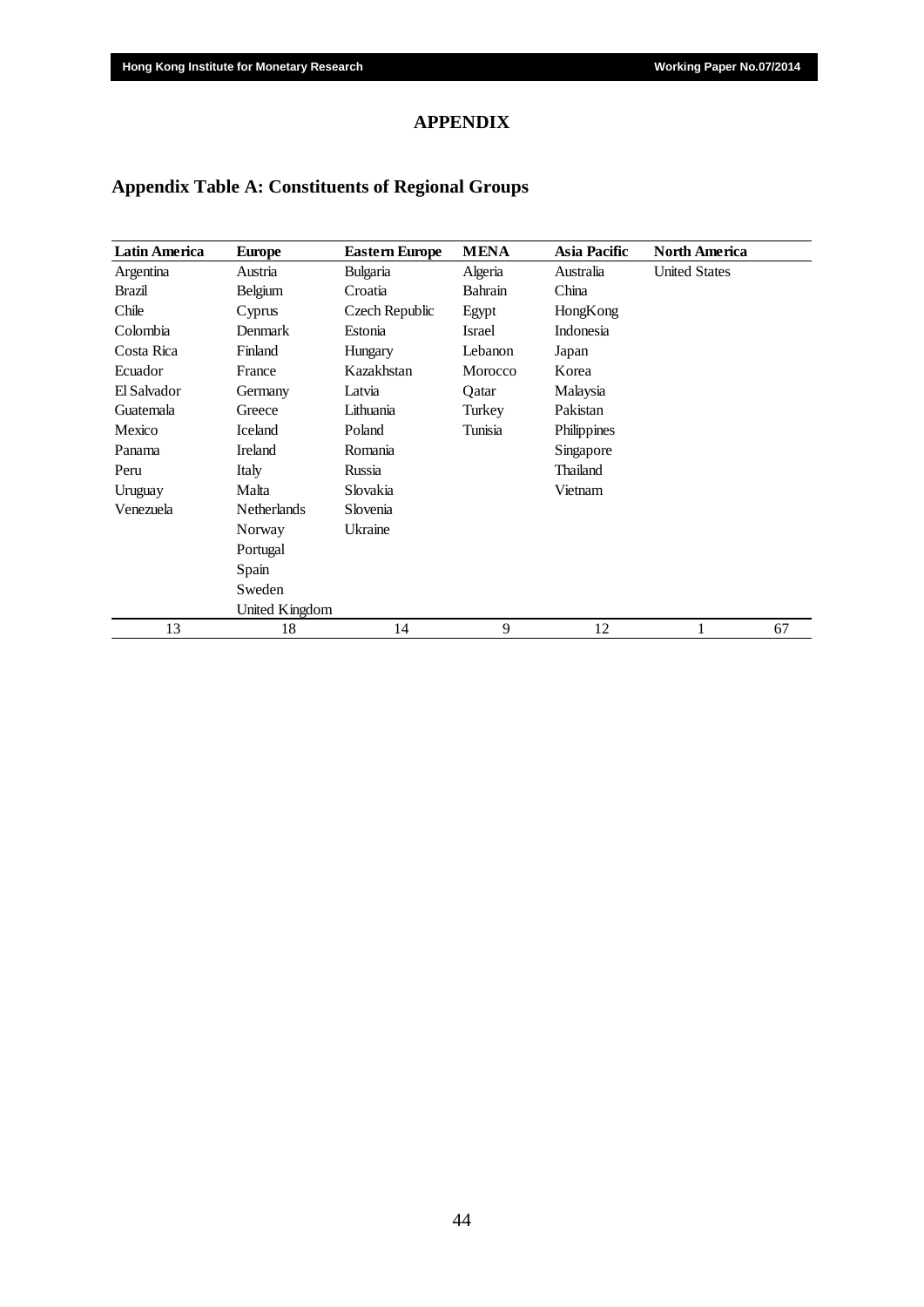# APPENDIX

## Appendix Table A: Constituents of Regional Groups

| Latin America | Europe | Eastern Europe | MENA | Asia Pacific | North America | |
|---|---|---|---|---|---|---|
| Argentina | Austria | Bulgaria | Algeria | Australia | United States | |
| Brazil | Belgium | Croatia | Bahrain | China | | |
| Chile | Cyprus | Czech Republic | Egypt | HongKong | | |
| Colombia | Denmark | Estonia | Israel | Indonesia | | |
| Costa Rica | Finland | Hungary | Lebanon | Japan | | |
| Ecuador | France | Kazakhstan | Morocco | Korea | | |
| El Salvador | Germany | Latvia | Qatar | Malaysia | | |
| Guatemala | Greece | Lithuania | Turkey | Pakistan | | |
| Mexico | Iceland | Poland | Tunisia | Philippines | | |
| Panama | Ireland | Romania | | Singapore | | |
| Peru | Italy | Russia | | Thailand | | |
| Uruguay | Malta | Slovakia | | Vietnam | | |
| Venezuela | Netherlands | Slovenia | | | | |
| | Norway | Ukraine | | | | |
| | Portugal | | | | | |
| | Spain | | | | | |
| | Sweden | | | | | |
| | United Kingdom | | | | | |
| 13 | 18 | 14 | 9 | 12 | 1 | 67 |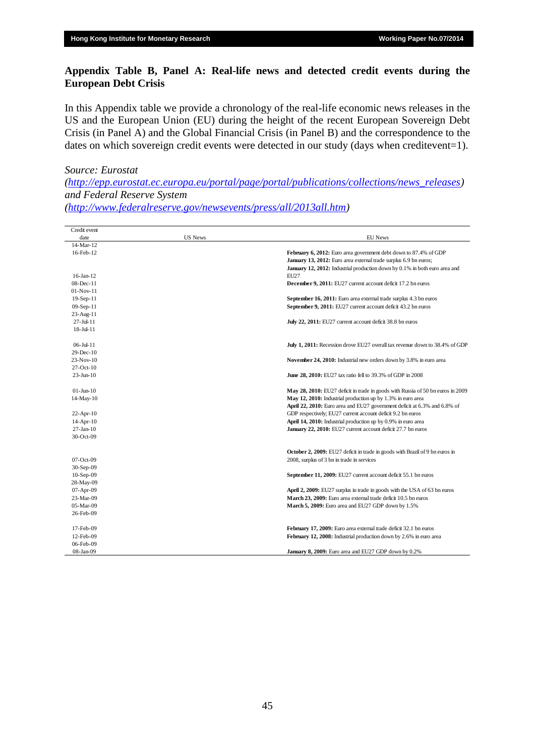## Appendix Table B, Panel A: Real-life news and detected credit events during the European Debt Crisis

In this Appendix table we provide a chronology of the real-life economic news releases in the US and the European Union (EU) during the height of the recent European Sovereign Debt Crisis (in Panel A) and the Global Financial Crisis (in Panel B) and the correspondence to the dates on which sovereign credit events were detected in our study (days when creditevent=1).

*Source: Eurostat (http://epp.eurostat.ec.europa.eu/portal/page/portal/publications/collections/news_releases) and Federal Reserve System (http://www.federalreserve.gov/newsevents/press/all/2013all.htm)*

| Credit event date | US News | EU News |
|---|---|---|
| 14-Mar-12 | | |
| 16-Feb-12 | | **February 6, 2012:** Euro area government debt down to 87.4% of GDP |
| | | **January 13, 2012:** Euro area external trade surplus 6.9 bn euros; |
| 16-Jan-12 | | **January 12, 2012:** Industrial production down by 0.1% in both euro area and EU27 |
| 08-Dec-11 | | **December 9, 2011:** EU27 current account deficit 17.2 bn euros |
| 01-Nov-11 | | |
| 19-Sep-11 | | **September 16, 2011:** Euro area external trade surplus 4.3 bn euros |
| 09-Sep-11 | | **September 9, 2011:** EU27 current account deficit 43.2 bn euros |
| 23-Aug-11 | | |
| 27-Jul-11 | | **July 22, 2011:** EU27 current account deficit 38.8 bn euros |
| 18-Jul-11 | | |
| 06-Jul-11 | | **July 1, 2011:** Recession drove EU27 overall tax revenue down to 38.4% of GDP |
| 29-Dec-10 | | |
| 23-Nov-10 | | **November 24, 2010:** Industrial new orders down by 3.8% in euro area |
| 27-Oct-10 | | |
| 23-Jun-10 | | **June 28, 2010:** EU27 tax ratio fell to 39.3% of GDP in 2008 |
| 01-Jun-10 | | **May 28, 2010:** EU27 deficit in trade in goods with Russia of 50 bn euros in 2009 |
| 14-May-10 | | **May 12, 2010:** Industrial production up by 1.3% in euro area |
| 22-Apr-10 | | **April 22, 2010:** Euro area and EU27 government deficit at 6.3% and 6.8% of GDP respectively; EU27 current account deficit 9.2 bn euros |
| 14-Apr-10 | | **April 14, 2010:** Industrial production up by 0.9% in euro area |
| 27-Jan-10 | | **January 22, 2010:** EU27 current account deficit 27.7 bn euros |
| 30-Oct-09 | | |
| 07-Oct-09 | | **October 2, 2009:** EU27 deficit in trade in goods with Brazil of 9 bn euros in 2008, surplus of 3 bn in trade in services |
| 30-Sep-09 | | |
| 10-Sep-09 | | **September 11, 2009:** EU27 current account deficit 55.1 bn euros |
| 28-May-09 | | |
| 07-Apr-09 | | **April 2, 2009:** EU27 surplus in trade in goods with the USA of 63 bn euros |
| 23-Mar-09 | | **March 23, 2009:** Euro area external trade deficit 10.5 bn euros |
| 05-Mar-09 | | **March 5, 2009:** Euro area and EU27 GDP down by 1.5% |
| 26-Feb-09 | | |
| 17-Feb-09 | | **February 17, 2009:** Euro area external trade deficit 32.1 bn euros |
| 12-Feb-09 | | **February 12, 2008:** Industrial production down by 2.6% in euro area |
| 06-Feb-09 | | |
| 08-Jan-09 | | **January 8, 2009:** Euro area and EU27 GDP down by 0.2% |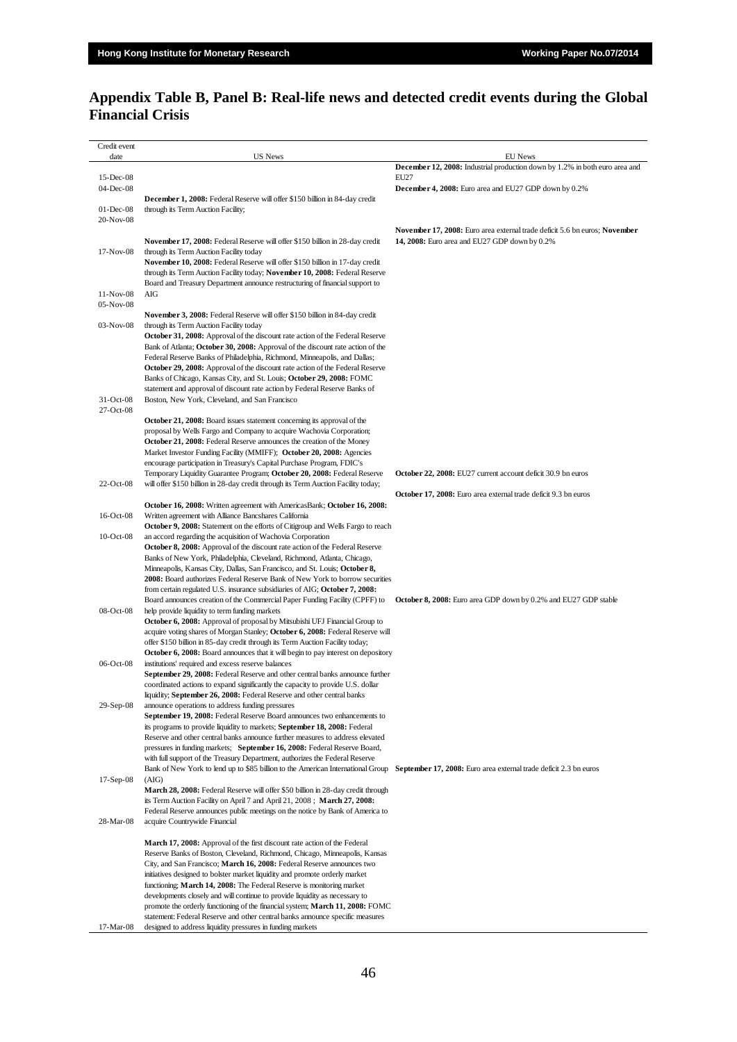## Appendix Table B, Panel B: Real-life news and detected credit events during the Global Financial Crisis

| Credit event date | US News | EU News |
|---|---|---|
| 15-Dec-08 | | **December 12, 2008:** Industrial production down by 1.2% in both euro area and EU27 |
| 04-Dec-08 | | **December 4, 2008:** Euro area and EU27 GDP down by 0.2% |
| 01-Dec-08 | **December 1, 2008:** Federal Reserve will offer $150 billion in 84-day credit through its Term Auction Facility; | |
| 20-Nov-08 | | |
| 17-Nov-08 | **November 17, 2008:** Federal Reserve will offer $150 billion in 28-day credit through its Term Auction Facility today | **November 17, 2008:** Euro area external trade deficit 5.6 bn euros; **November 14, 2008:** Euro area and EU27 GDP down by 0.2% |
| 11-Nov-08 | **November 10, 2008:** Federal Reserve will offer $150 billion in 17-day credit through its Term Auction Facility today; **November 10, 2008:** Federal Reserve Board and Treasury Department announce restructuring of financial support to AIG | |
| 05-Nov-08 | | |
| 03-Nov-08 | **November 3, 2008:** Federal Reserve will offer $150 billion in 84-day credit through its Term Auction Facility today | |
| 31-Oct-08 | **October 31, 2008:** Approval of the discount rate action of the Federal Reserve Bank of Atlanta; **October 30, 2008:** Approval of the discount rate action of the Federal Reserve Banks of Philadelphia, Richmond, Minneapolis, and Dallas; **October 29, 2008:** Approval of the discount rate action of the Federal Reserve Banks of Chicago, Kansas City, and St. Louis; **October 29, 2008:** FOMC statement and approval of discount rate action by Federal Reserve Banks of Boston, New York, Cleveland, and San Francisco | |
| 27-Oct-08 | | |
| 22-Oct-08 | **October 21, 2008:** Board issues statement concerning its approval of the proposal by Wells Fargo and Company to acquire Wachovia Corporation; **October 21, 2008:** Federal Reserve announces the creation of the Money Market Investor Funding Facility (MMIFF); **October 20, 2008:** Agencies encourage participation in Treasury's Capital Purchase Program, FDIC's Temporary Liquidity Guarantee Program; **October 20, 2008:** Federal Reserve will offer $150 billion in 28-day credit through its Term Auction Facility today; | **October 22, 2008:** EU27 current account deficit 30.9 bn euros |
| 16-Oct-08 | **October 16, 2008:** Written agreement with AmericasBank; **October 16, 2008:** Written agreement with Alliance Bancshares California | **October 17, 2008:** Euro area external trade deficit 9.3 bn euros |
| 10-Oct-08 | **October 9, 2008:** Statement on the efforts of Citigroup and Wells Fargo to reach an accord regarding the acquisition of Wachovia Corporation | |
| 08-Oct-08 | **October 8, 2008:** Approval of the discount rate action of the Federal Reserve Banks of New York, Philadelphia, Cleveland, Richmond, Atlanta, Chicago, Minneapolis, Kansas City, Dallas, San Francisco, and St. Louis; **October 8, 2008:** Board authorizes Federal Reserve Bank of New York to borrow securities from certain regulated U.S. insurance subsidiaries of AIG; **October 7, 2008:** Board announces creation of the Commercial Paper Funding Facility (CPFF) to help provide liquidity to term funding markets | **October 8, 2008:** Euro area GDP down by 0.2% and EU27 GDP stable |
| 06-Oct-08 | **October 6, 2008:** Approval of proposal by Mitsubishi UFJ Financial Group to acquire voting shares of Morgan Stanley; **October 6, 2008:** Federal Reserve will offer $150 billion in 85-day credit through its Term Auction Facility today; **October 6, 2008:** Board announces that it will begin to pay interest on depository institutions' required and excess reserve balances | |
| 29-Sep-08 | **September 29, 2008:** Federal Reserve and other central banks announce further coordinated actions to expand significantly the capacity to provide U.S. dollar liquidity; **September 26, 2008:** Federal Reserve and other central banks announce operations to address funding pressures | |
| 17-Sep-08 | **September 19, 2008:** Federal Reserve Board announces two enhancements to its programs to provide liquidity to markets; **September 18, 2008:** Federal Reserve and other central banks announce further measures to address elevated pressures in funding markets; **September 16, 2008:** Federal Reserve Board, with full support of the Treasury Department, authorizes the Federal Reserve Bank of New York to lend up to $85 billion to the American International Group (AIG) | **September 17, 2008:** Euro area external trade deficit 2.3 bn euros |
| 28-Mar-08 | **March 28, 2008:** Federal Reserve will offer $50 billion in 28-day credit through its Term Auction Facility on April 7 and April 21, 2008 ; **March 27, 2008:** Federal Reserve announces public meetings on the notice by Bank of America to acquire Countrywide Financial | |
| 17-Mar-08 | **March 17, 2008:** Approval of the first discount rate action of the Federal Reserve Banks of Boston, Cleveland, Richmond, Chicago, Minneapolis, Kansas City, and San Francisco; **March 16, 2008:** Federal Reserve announces two initiatives designed to bolster market liquidity and promote orderly market functioning; **March 14, 2008:** The Federal Reserve is monitoring market developments closely and will continue to provide liquidity as necessary to promote the orderly functioning of the financial system; **March 11, 2008:** FOMC statement: Federal Reserve and other central banks announce specific measures designed to address liquidity pressures in funding markets | |